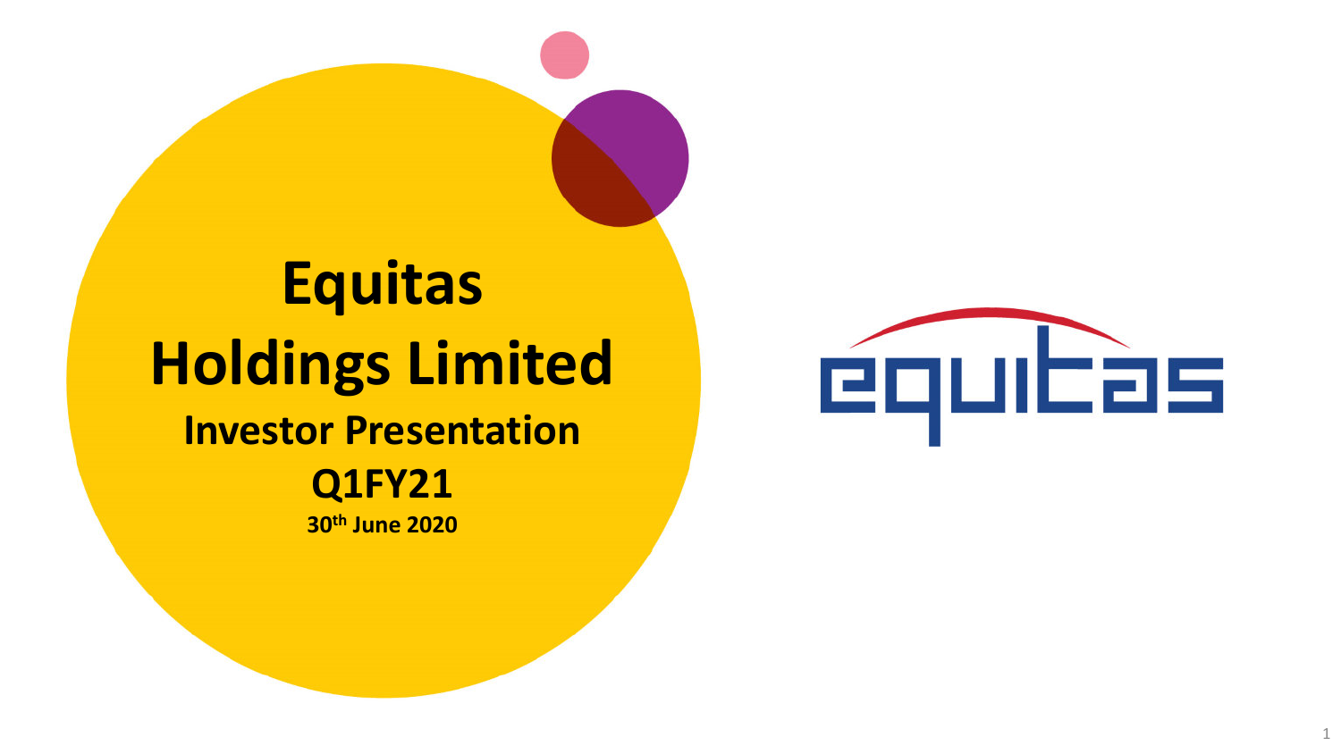# Equitas Holdings Limited

## Investor Presentation

## Q1FY21

**30th June 2020**

equitas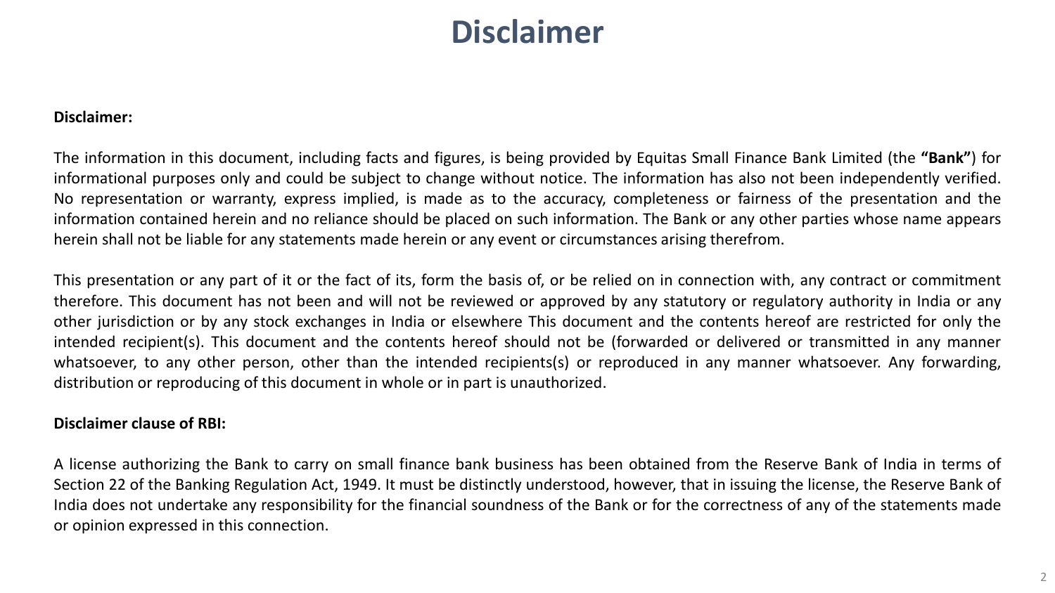# Disclaimer

**Disclaimer:**

The information in this document, including facts and figures, is being provided by Equitas Small Finance Bank Limited (the **"Bank"**) for informational purposes only and could be subject to change without notice. The information has also not been independently verified. No representation or warranty, express implied, is made as to the accuracy, completeness or fairness of the presentation and the information contained herein and no reliance should be placed on such information. The Bank or any other parties whose name appears herein shall not be liable for any statements made herein or any event or circumstances arising therefrom.

This presentation or any part of it or the fact of its, form the basis of, or be relied on in connection with, any contract or commitment therefore. This document has not been and will not be reviewed or approved by any statutory or regulatory authority in India or any other jurisdiction or by any stock exchanges in India or elsewhere This document and the contents hereof are restricted for only the intended recipient(s). This document and the contents hereof should not be (forwarded or delivered or transmitted in any manner whatsoever, to any other person, other than the intended recipients(s) or reproduced in any manner whatsoever. Any forwarding, distribution or reproducing of this document in whole or in part is unauthorized.

**Disclaimer clause of RBI:**

A license authorizing the Bank to carry on small finance bank business has been obtained from the Reserve Bank of India in terms of Section 22 of the Banking Regulation Act, 1949. It must be distinctly understood, however, that in issuing the license, the Reserve Bank of India does not undertake any responsibility for the financial soundness of the Bank or for the correctness of any of the statements made or opinion expressed in this connection.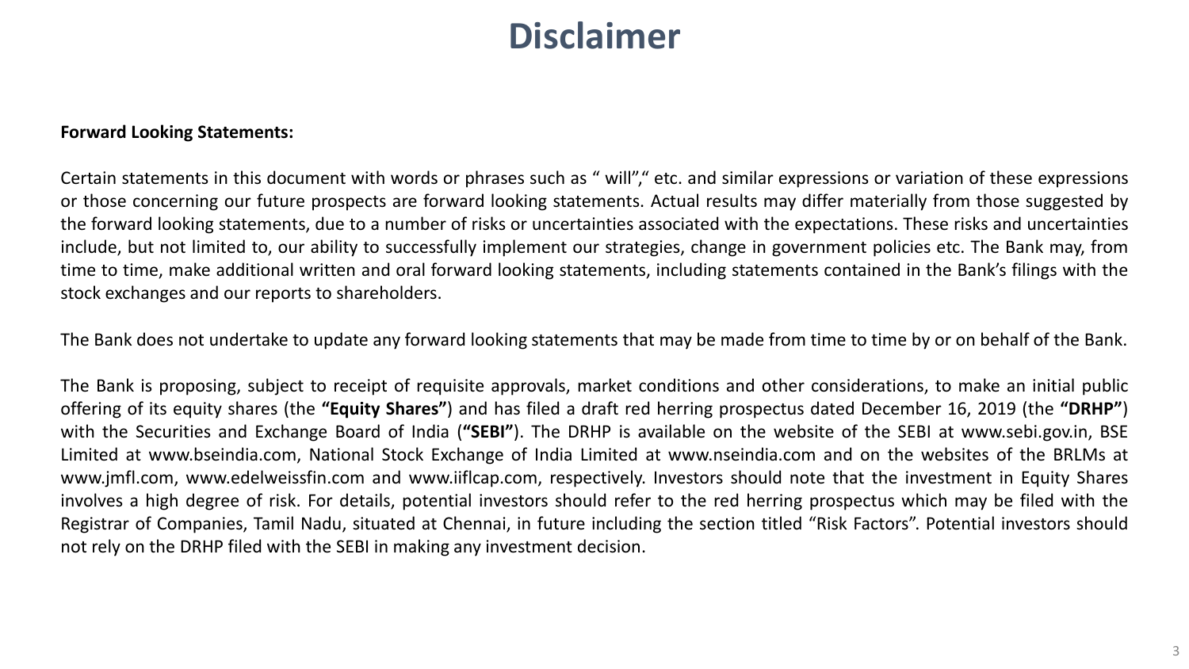# Disclaimer

**Forward Looking Statements:**

Certain statements in this document with words or phrases such as " will"," etc. and similar expressions or variation of these expressions or those concerning our future prospects are forward looking statements. Actual results may differ materially from those suggested by the forward looking statements, due to a number of risks or uncertainties associated with the expectations. These risks and uncertainties include, but not limited to, our ability to successfully implement our strategies, change in government policies etc. The Bank may, from time to time, make additional written and oral forward looking statements, including statements contained in the Bank's filings with the stock exchanges and our reports to shareholders.

The Bank does not undertake to update any forward looking statements that may be made from time to time by or on behalf of the Bank.

The Bank is proposing, subject to receipt of requisite approvals, market conditions and other considerations, to make an initial public offering of its equity shares (the **"Equity Shares"**) and has filed a draft red herring prospectus dated December 16, 2019 (the **"DRHP"**) with the Securities and Exchange Board of India (**"SEBI"**). The DRHP is available on the website of the SEBI at www.sebi.gov.in, BSE Limited at www.bseindia.com, National Stock Exchange of India Limited at www.nseindia.com and on the websites of the BRLMs at www.jmfl.com, www.edelweissfin.com and www.iiflcap.com, respectively. Investors should note that the investment in Equity Shares involves a high degree of risk. For details, potential investors should refer to the red herring prospectus which may be filed with the Registrar of Companies, Tamil Nadu, situated at Chennai, in future including the section titled "Risk Factors". Potential investors should not rely on the DRHP filed with the SEBI in making any investment decision.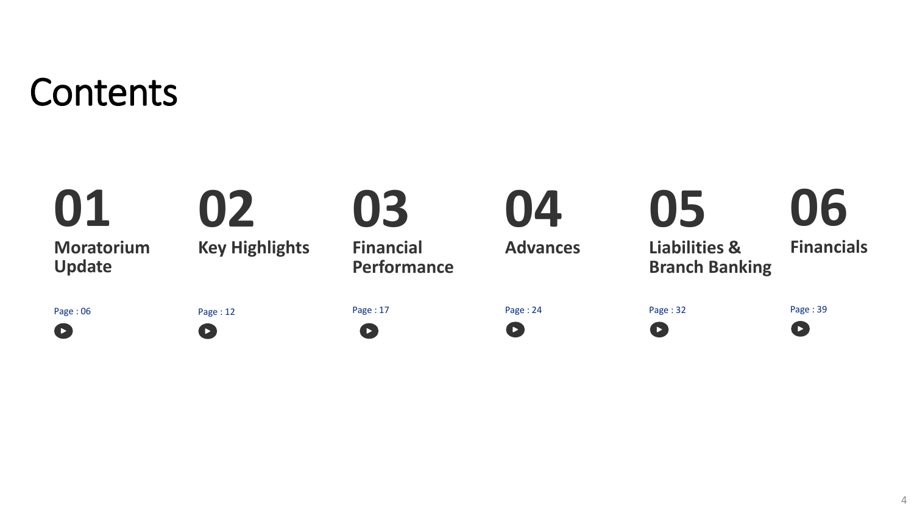# Contents

**01**
**Moratorium Update**
Page : 06

**02**
**Key Highlights**
Page : 12

**03**
**Financial Performance**
Page : 17

**04**
**Advances**
Page : 24

**05**
**Liabilities & Branch Banking**
Page : 32

**06**
**Financials**
Page : 39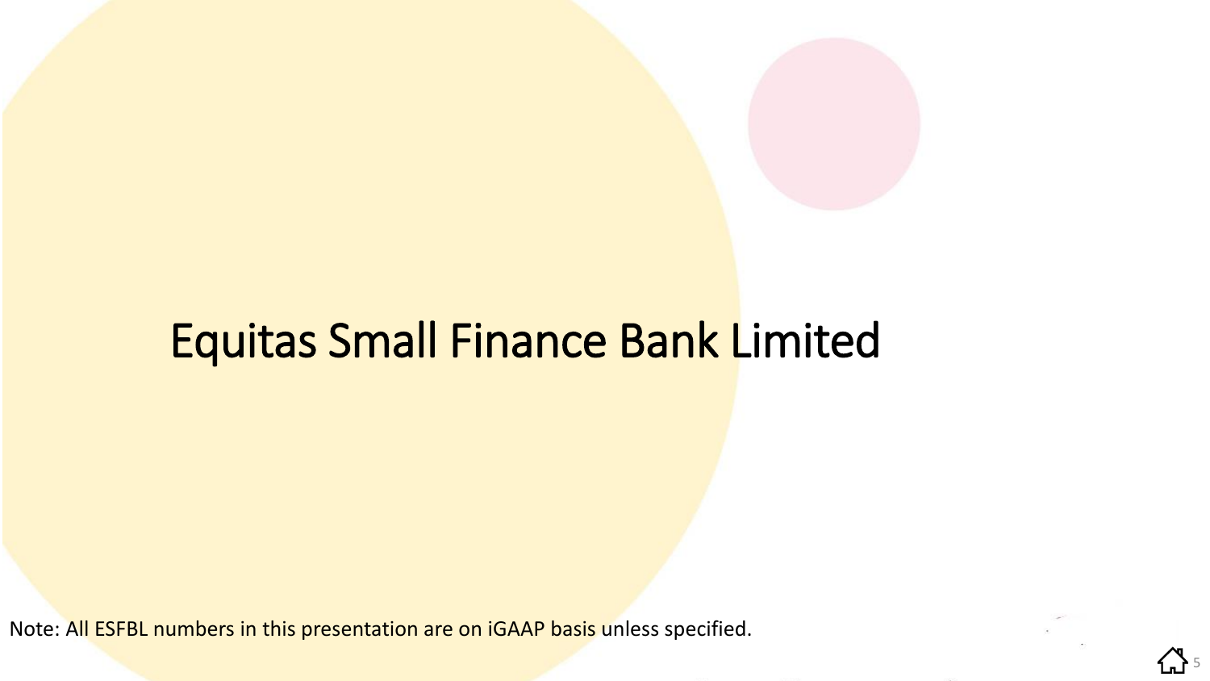# Equitas Small Finance Bank Limited

Note: All ESFBL numbers in this presentation are on iGAAP basis unless specified.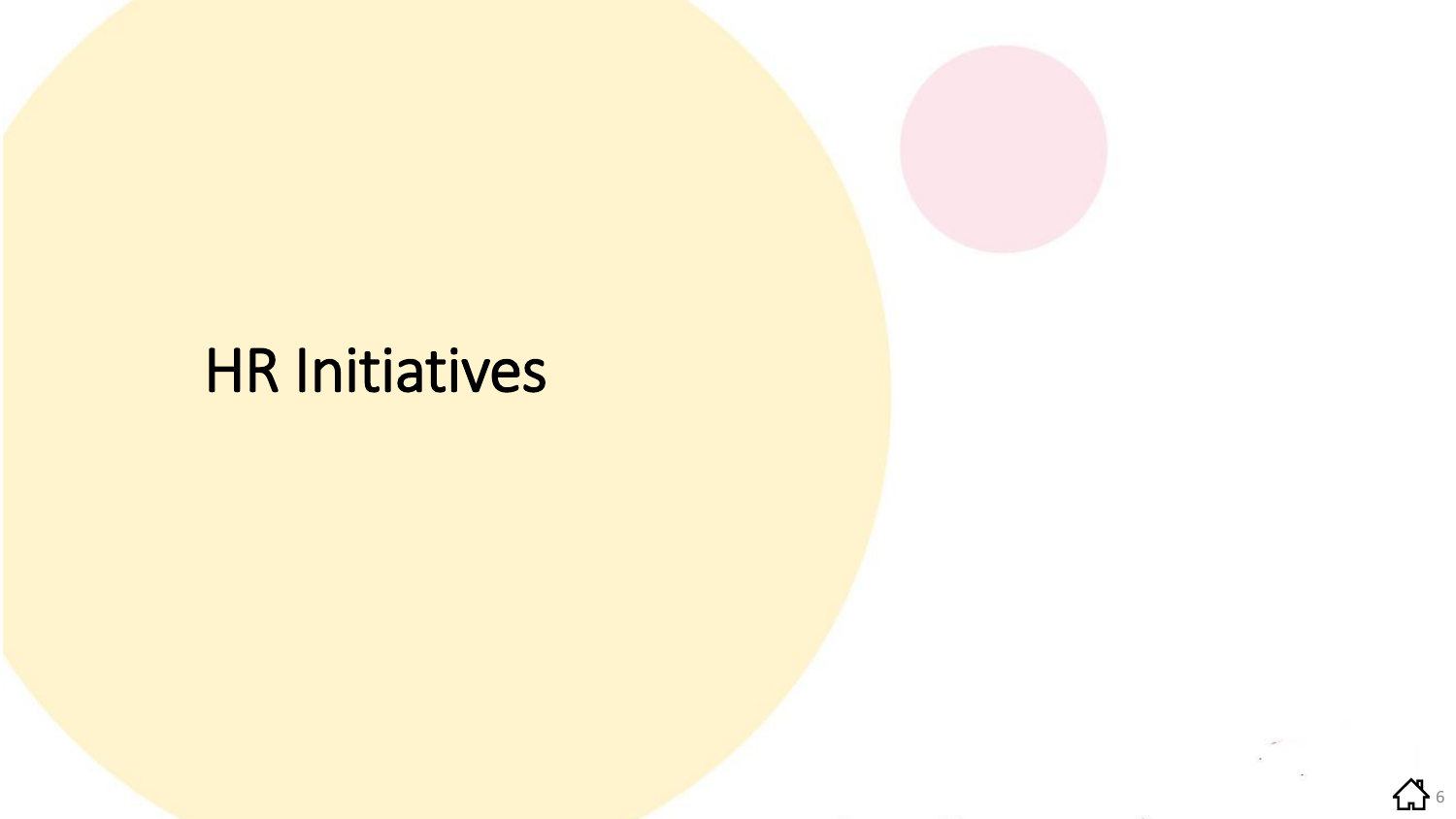# HR Initiatives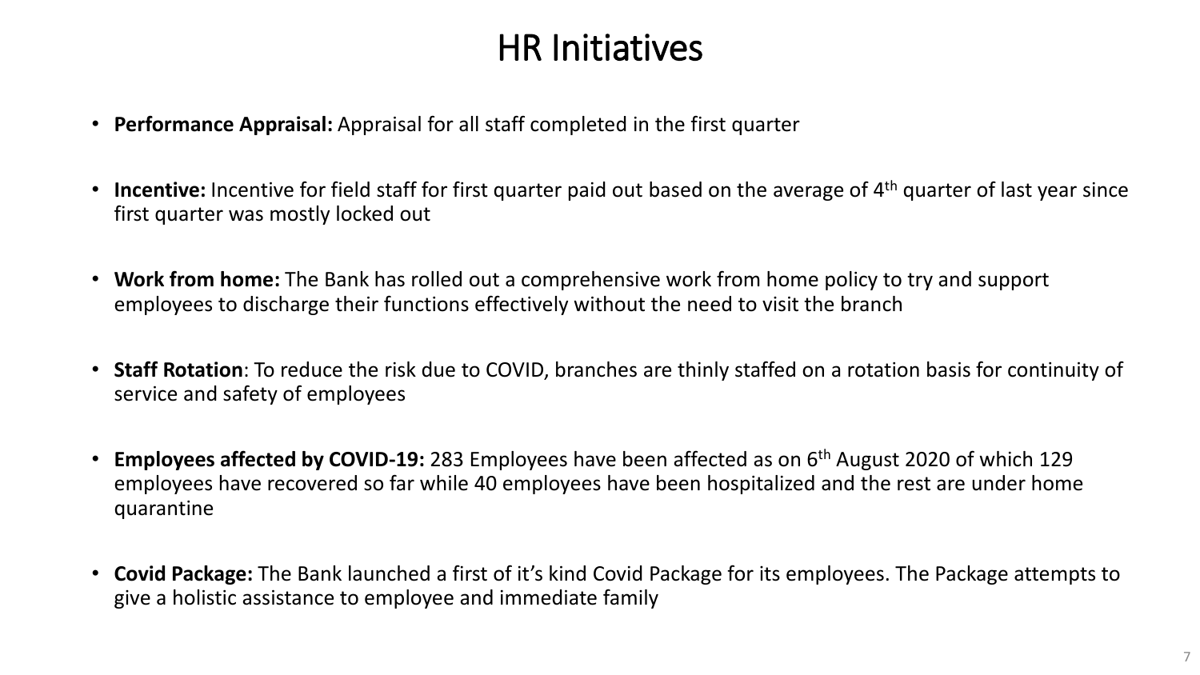# HR Initiatives

- **Performance Appraisal:** Appraisal for all staff completed in the first quarter
- **Incentive:** Incentive for field staff for first quarter paid out based on the average of 4th quarter of last year since first quarter was mostly locked out
- **Work from home:** The Bank has rolled out a comprehensive work from home policy to try and support employees to discharge their functions effectively without the need to visit the branch
- **Staff Rotation**: To reduce the risk due to COVID, branches are thinly staffed on a rotation basis for continuity of service and safety of employees
- **Employees affected by COVID-19:** 283 Employees have been affected as on 6th August 2020 of which 129 employees have recovered so far while 40 employees have been hospitalized and the rest are under home quarantine
- **Covid Package:** The Bank launched a first of it's kind Covid Package for its employees. The Package attempts to give a holistic assistance to employee and immediate family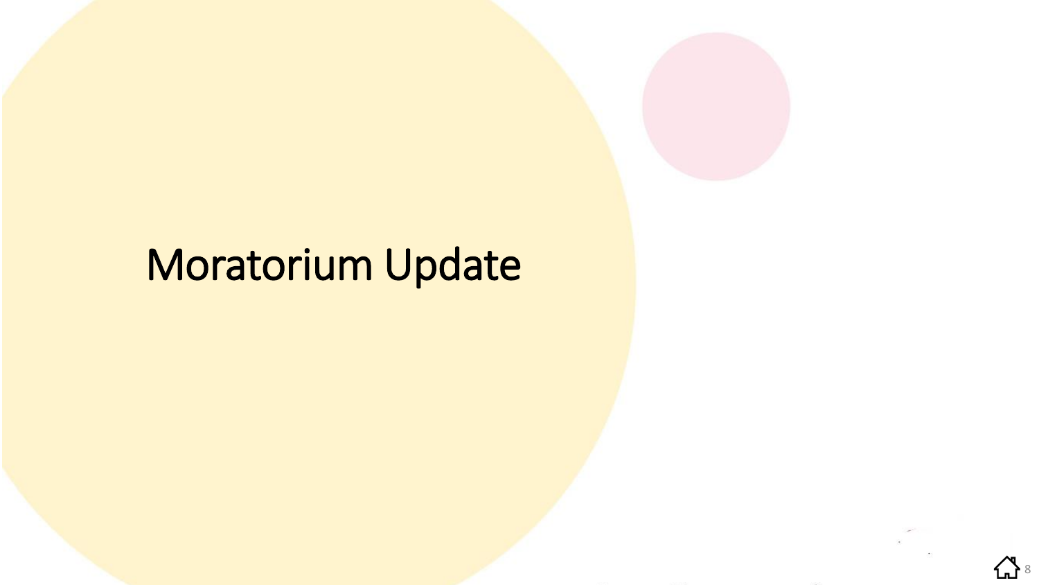# Moratorium Update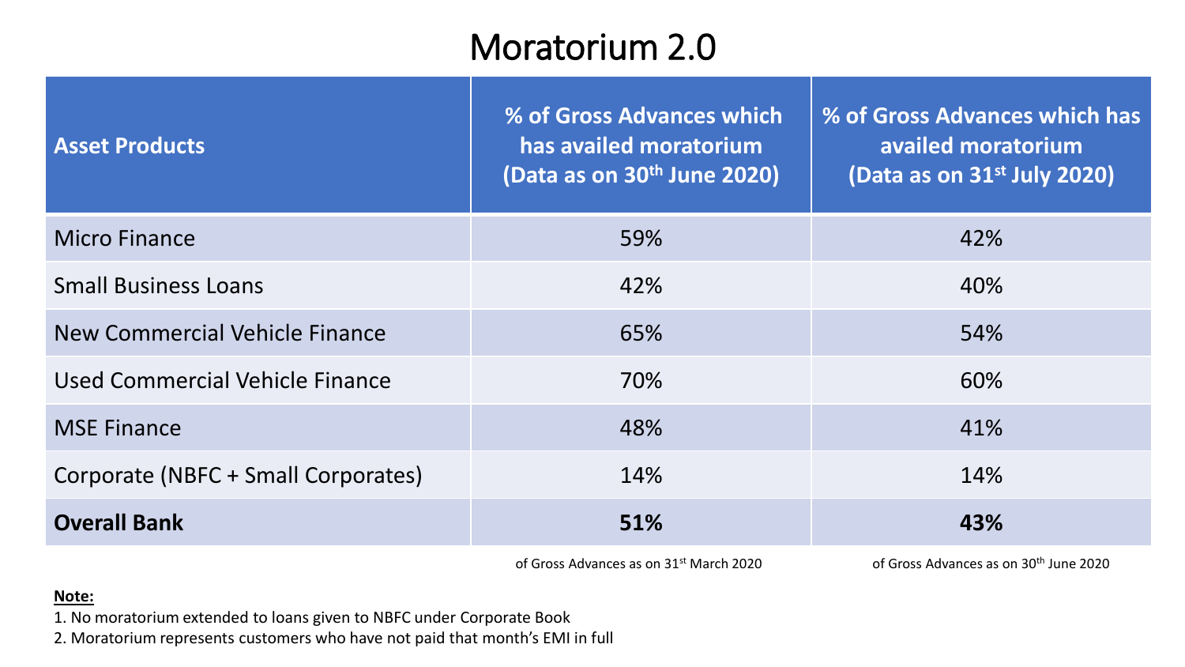# Moratorium 2.0

| Asset Products | % of Gross Advances which has availed moratorium (Data as on 30th June 2020) | % of Gross Advances which has availed moratorium (Data as on 31st July 2020) |
|---|---|---|
| Micro Finance | 59% | 42% |
| Small Business Loans | 42% | 40% |
| New Commercial Vehicle Finance | 65% | 54% |
| Used Commercial Vehicle Finance | 70% | 60% |
| MSE Finance | 48% | 41% |
| Corporate (NBFC + Small Corporates) | 14% | 14% |
| **Overall Bank** | **51%** | **43%** |
| | of Gross Advances as on 31st March 2020 | of Gross Advances as on 30th June 2020 |

**Note:**

1. No moratorium extended to loans given to NBFC under Corporate Book
2. Moratorium represents customers who have not paid that month's EMI in full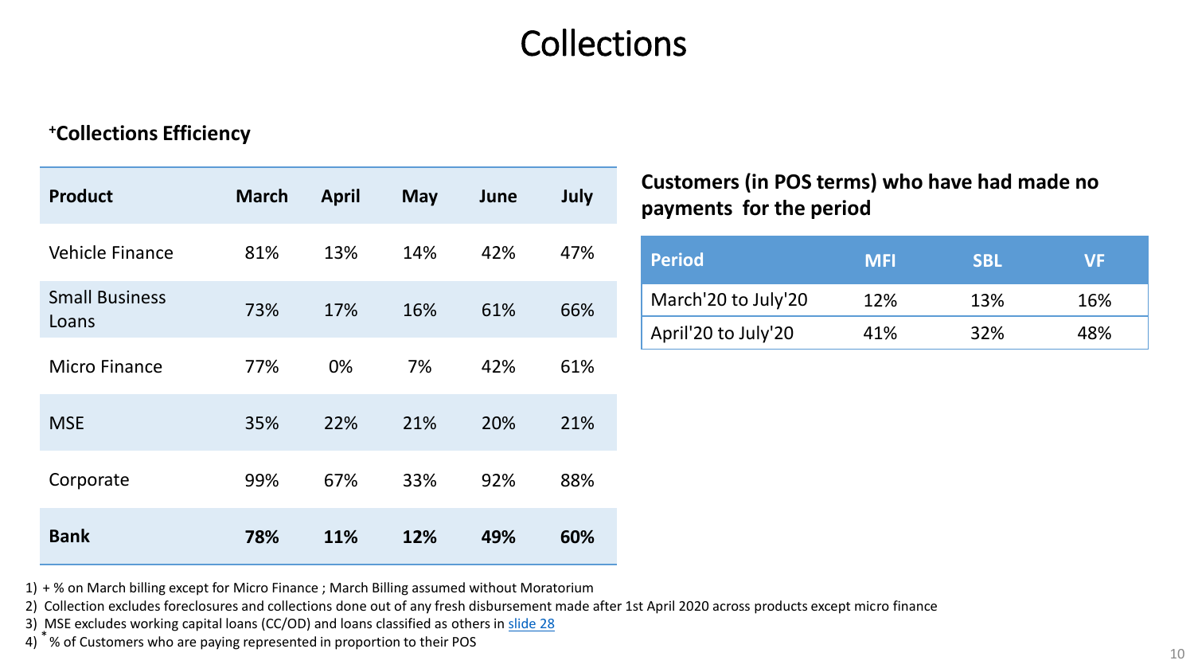# Collections

### +Collections Efficiency

| Product | March | April | May | June | July |
|---|---|---|---|---|---|
| Vehicle Finance | 81% | 13% | 14% | 42% | 47% |
| Small Business Loans | 73% | 17% | 16% | 61% | 66% |
| Micro Finance | 77% | 0% | 7% | 42% | 61% |
| MSE | 35% | 22% | 21% | 20% | 21% |
| Corporate | 99% | 67% | 33% | 92% | 88% |
| **Bank** | **78%** | **11%** | **12%** | **49%** | **60%** |

### Customers (in POS terms) who have had made no payments for the period

| Period | MFI | SBL | VF |
|---|---|---|---|
| March'20 to July'20 | 12% | 13% | 16% |
| April'20 to July'20 | 41% | 32% | 48% |

1) + % on March billing except for Micro Finance ; March Billing assumed without Moratorium
2) Collection excludes foreclosures and collections done out of any fresh disbursement made after 1st April 2020 across products except micro finance
3) MSE excludes working capital loans (CC/OD) and loans classified as others in slide 28
4) * % of Customers who are paying represented in proportion to their POS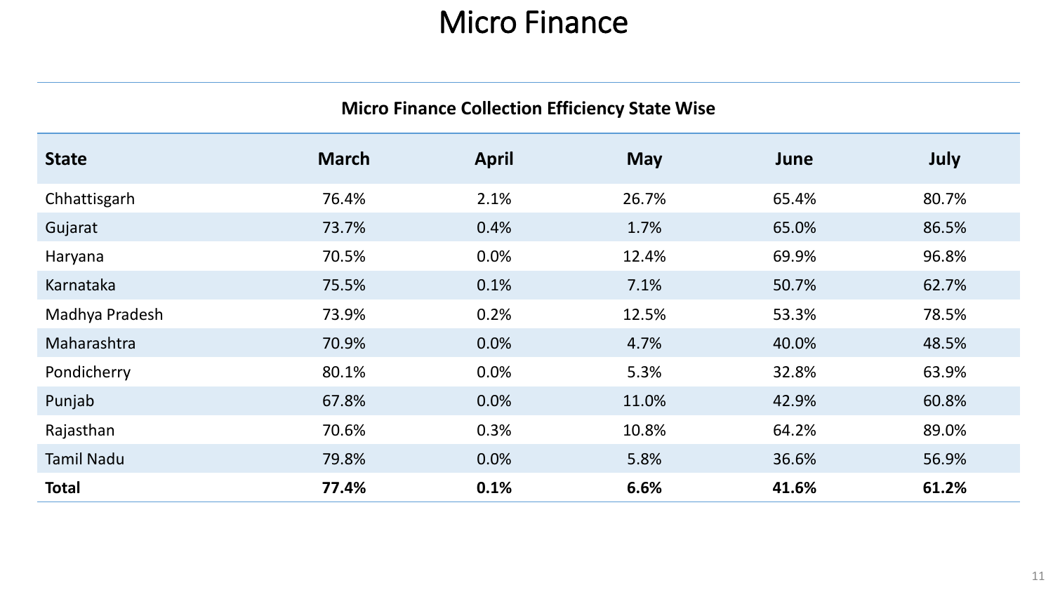# Micro Finance

### Micro Finance Collection Efficiency State Wise

| State | March | April | May | June | July |
|---|---|---|---|---|---|
| Chhattisgarh | 76.4% | 2.1% | 26.7% | 65.4% | 80.7% |
| Gujarat | 73.7% | 0.4% | 1.7% | 65.0% | 86.5% |
| Haryana | 70.5% | 0.0% | 12.4% | 69.9% | 96.8% |
| Karnataka | 75.5% | 0.1% | 7.1% | 50.7% | 62.7% |
| Madhya Pradesh | 73.9% | 0.2% | 12.5% | 53.3% | 78.5% |
| Maharashtra | 70.9% | 0.0% | 4.7% | 40.0% | 48.5% |
| Pondicherry | 80.1% | 0.0% | 5.3% | 32.8% | 63.9% |
| Punjab | 67.8% | 0.0% | 11.0% | 42.9% | 60.8% |
| Rajasthan | 70.6% | 0.3% | 10.8% | 64.2% | 89.0% |
| Tamil Nadu | 79.8% | 0.0% | 5.8% | 36.6% | 56.9% |
| **Total** | **77.4%** | **0.1%** | **6.6%** | **41.6%** | **61.2%** |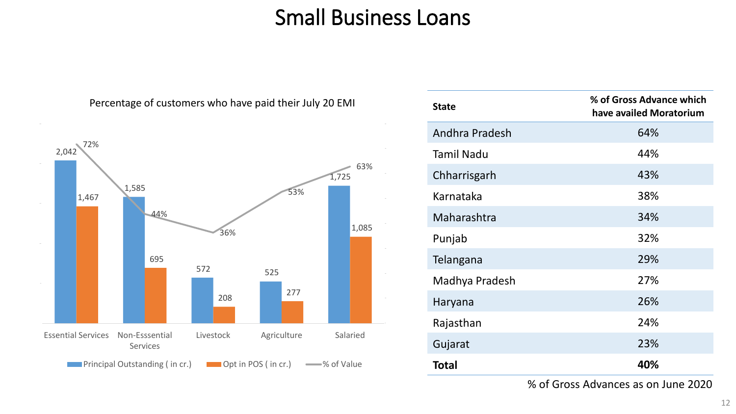# Small Business Loans

Percentage of customers who have paid their July 20 EMI

| Category | Principal Outstanding ( in cr.) | Opt in POS ( in cr.) | % of Value |
|---|---|---|---|
| Essential Services | 2,042 | 1,467 | 72% |
| Non-Esssential Services | 1,585 | 695 | 44% |
| Livestock | 572 | 208 | 36% |
| Agriculture | 525 | 277 | 53% |
| Salaried | 1,725 | 1,085 | 63% |

| State | % of Gross Advance which have availed Moratorium |
|---|---|
| Andhra Pradesh | 64% |
| Tamil Nadu | 44% |
| Chharrisgarh | 43% |
| Karnataka | 38% |
| Maharashtra | 34% |
| Punjab | 32% |
| Telangana | 29% |
| Madhya Pradesh | 27% |
| Haryana | 26% |
| Rajasthan | 24% |
| Gujarat | 23% |
| **Total** | **40%** |

% of Gross Advances as on June 2020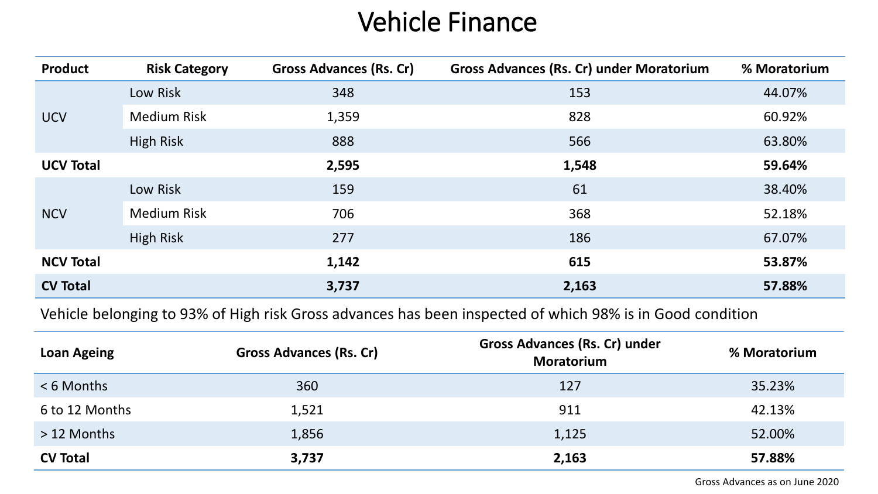# Vehicle Finance

| Product | Risk Category | Gross Advances (Rs. Cr) | Gross Advances (Rs. Cr) under Moratorium | % Moratorium |
|---|---|---|---|---|
| UCV | Low Risk | 348 | 153 | 44.07% |
| | Medium Risk | 1,359 | 828 | 60.92% |
| | High Risk | 888 | 566 | 63.80% |
| **UCV Total** | | **2,595** | **1,548** | **59.64%** |
| NCV | Low Risk | 159 | 61 | 38.40% |
| | Medium Risk | 706 | 368 | 52.18% |
| | High Risk | 277 | 186 | 67.07% |
| **NCV Total** | | **1,142** | **615** | **53.87%** |
| **CV Total** | | **3,737** | **2,163** | **57.88%** |

Vehicle belonging to 93% of High risk Gross advances has been inspected of which 98% is in Good condition

| Loan Ageing | Gross Advances (Rs. Cr) | Gross Advances (Rs. Cr) under Moratorium | % Moratorium |
|---|---|---|---|
| < 6 Months | 360 | 127 | 35.23% |
| 6 to 12 Months | 1,521 | 911 | 42.13% |
| > 12 Months | 1,856 | 1,125 | 52.00% |
| **CV Total** | **3,737** | **2,163** | **57.88%** |

Gross Advances as on June 2020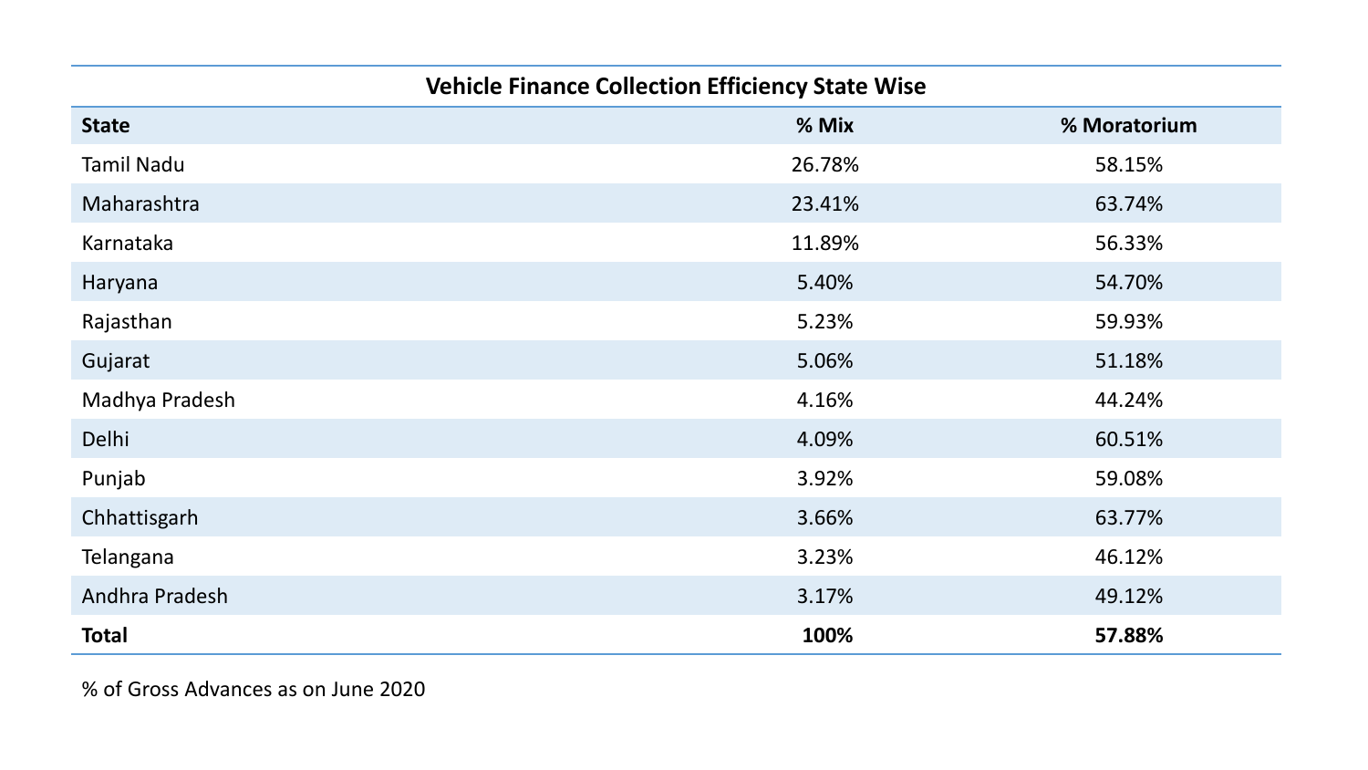| Vehicle Finance Collection Efficiency State Wise | | |
|---|---|---|
| **State** | **% Mix** | **% Moratorium** |
| Tamil Nadu | 26.78% | 58.15% |
| Maharashtra | 23.41% | 63.74% |
| Karnataka | 11.89% | 56.33% |
| Haryana | 5.40% | 54.70% |
| Rajasthan | 5.23% | 59.93% |
| Gujarat | 5.06% | 51.18% |
| Madhya Pradesh | 4.16% | 44.24% |
| Delhi | 4.09% | 60.51% |
| Punjab | 3.92% | 59.08% |
| Chhattisgarh | 3.66% | 63.77% |
| Telangana | 3.23% | 46.12% |
| Andhra Pradesh | 3.17% | 49.12% |
| **Total** | **100%** | **57.88%** |

% of Gross Advances as on June 2020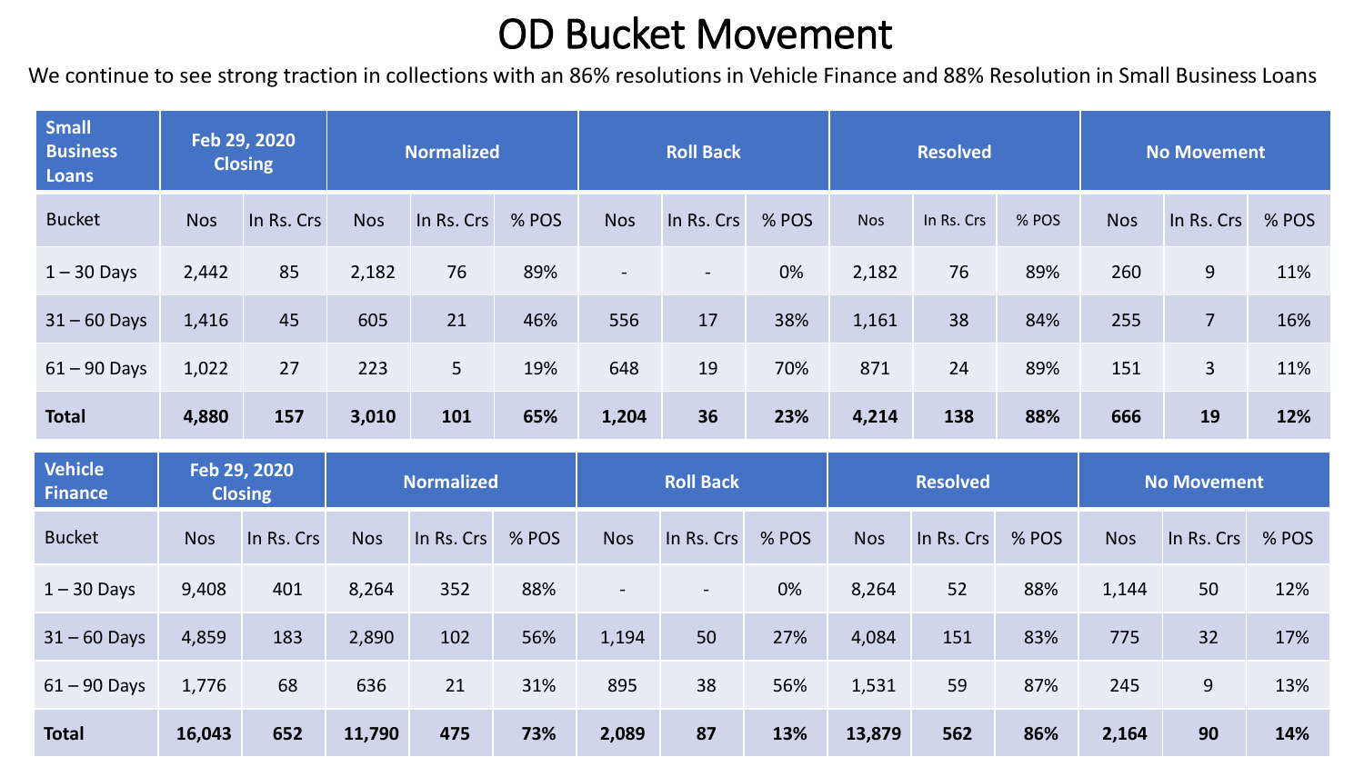# OD Bucket Movement

We continue to see strong traction in collections with an 86% resolutions in Vehicle Finance and 88% Resolution in Small Business Loans

| Small Business Loans | Feb 29, 2020 Closing | | Normalized | | | Roll Back | | | Resolved | | | No Movement | | |
|---|---|---|---|---|---|---|---|---|---|---|---|---|---|---|
| Bucket | Nos | In Rs. Crs | Nos | In Rs. Crs | % POS | Nos | In Rs. Crs | % POS | Nos | In Rs. Crs | % POS | Nos | In Rs. Crs | % POS |
| 1 – 30 Days | 2,442 | 85 | 2,182 | 76 | 89% | - | - | 0% | 2,182 | 76 | 89% | 260 | 9 | 11% |
| 31 – 60 Days | 1,416 | 45 | 605 | 21 | 46% | 556 | 17 | 38% | 1,161 | 38 | 84% | 255 | 7 | 16% |
| 61 – 90 Days | 1,022 | 27 | 223 | 5 | 19% | 648 | 19 | 70% | 871 | 24 | 89% | 151 | 3 | 11% |
| **Total** | **4,880** | **157** | **3,010** | **101** | **65%** | **1,204** | **36** | **23%** | **4,214** | **138** | **88%** | **666** | **19** | **12%** |

| Vehicle Finance | Feb 29, 2020 Closing | | Normalized | | | Roll Back | | | Resolved | | | No Movement | | |
|---|---|---|---|---|---|---|---|---|---|---|---|---|---|---|
| Bucket | Nos | In Rs. Crs | Nos | In Rs. Crs | % POS | Nos | In Rs. Crs | % POS | Nos | In Rs. Crs | % POS | Nos | In Rs. Crs | % POS |
| 1 – 30 Days | 9,408 | 401 | 8,264 | 352 | 88% | - | - | 0% | 8,264 | 52 | 88% | 1,144 | 50 | 12% |
| 31 – 60 Days | 4,859 | 183 | 2,890 | 102 | 56% | 1,194 | 50 | 27% | 4,084 | 151 | 83% | 775 | 32 | 17% |
| 61 – 90 Days | 1,776 | 68 | 636 | 21 | 31% | 895 | 38 | 56% | 1,531 | 59 | 87% | 245 | 9 | 13% |
| **Total** | **16,043** | **652** | **11,790** | **475** | **73%** | **2,089** | **87** | **13%** | **13,879** | **562** | **86%** | **2,164** | **90** | **14%** |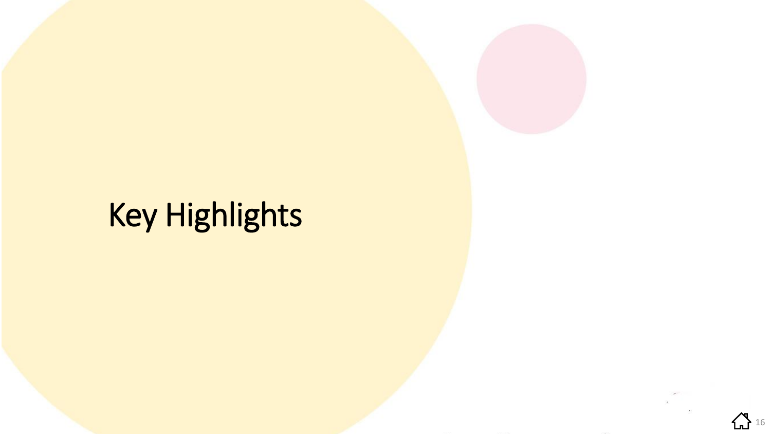# Key Highlights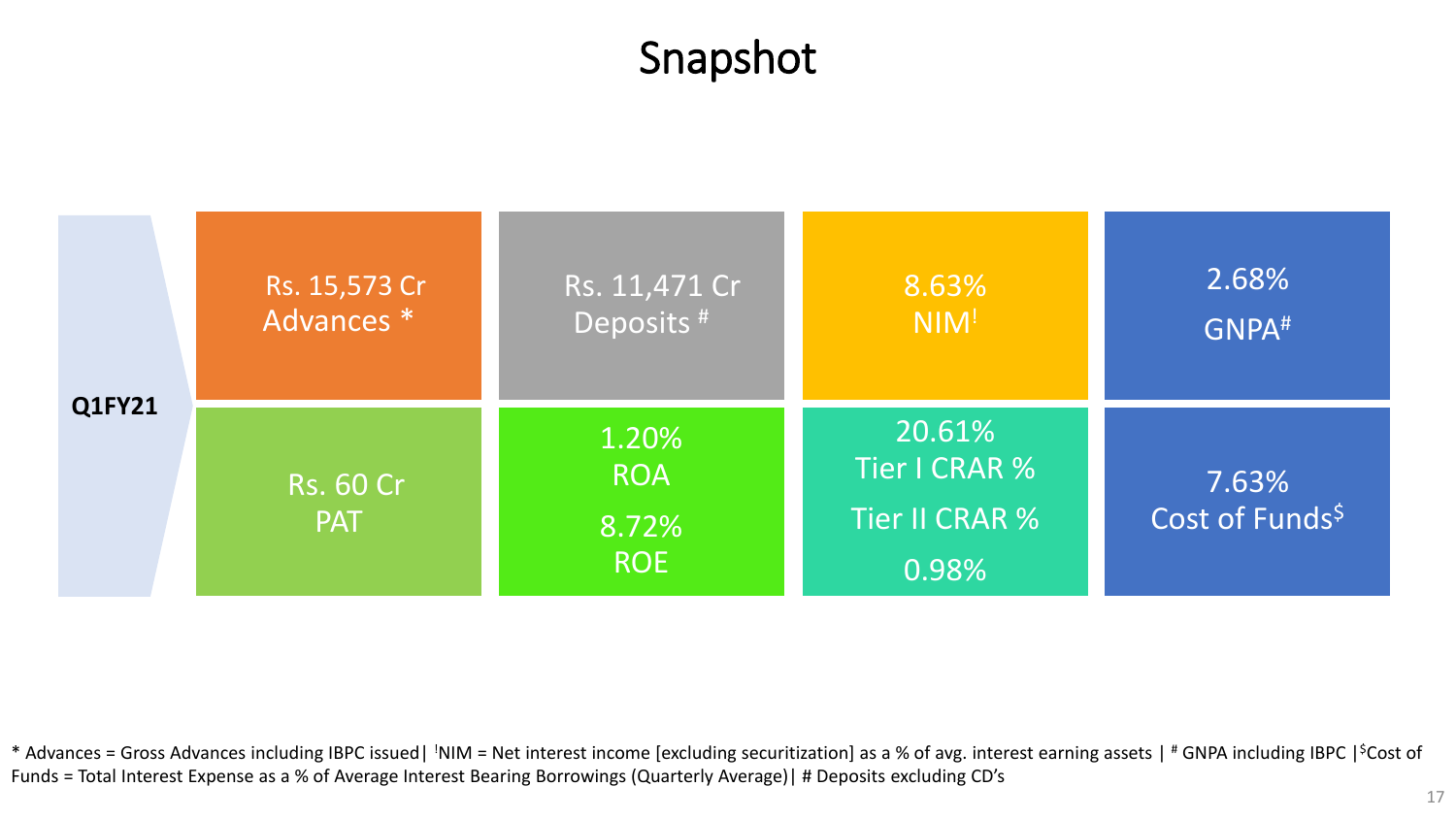# Snapshot

**Q1FY21**

| | | | |
|---|---|---|---|
| Rs. 15,573 Cr Advances * | Rs. 11,471 Cr Deposits # | 8.63% NIM[!] | 2.68% GNPA# |
| Rs. 60 Cr PAT | 1.20% ROA<br>8.72% ROE | 20.61% Tier I CRAR %<br>Tier II CRAR % 0.98% | 7.63% Cost of Funds$ |

* Advances = Gross Advances including IBPC issued| [!]NIM = Net interest income [excluding securitization] as a % of avg. interest earning assets | # GNPA including IBPC |$Cost of Funds = Total Interest Expense as a % of Average Interest Bearing Borrowings (Quarterly Average)| # Deposits excluding CD's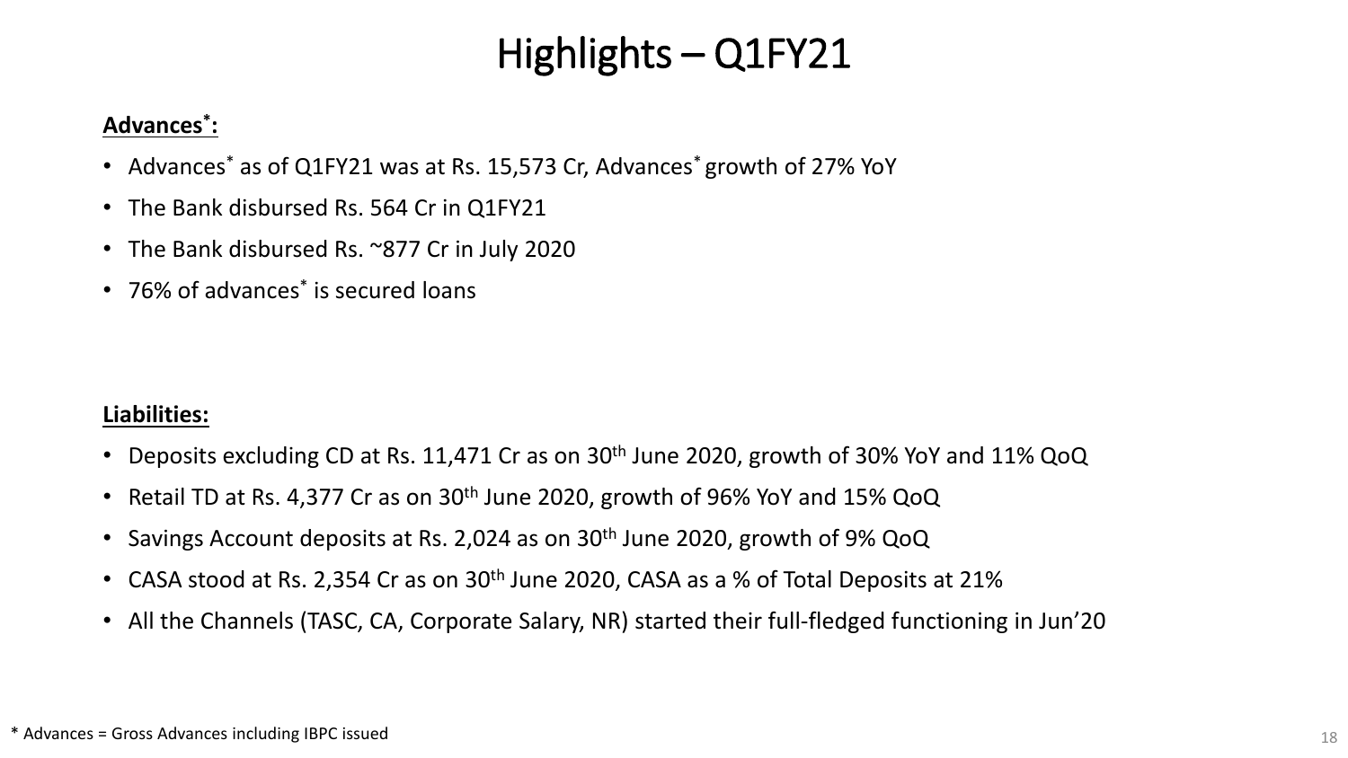# Highlights – Q1FY21

**Advances*:**

- Advances* as of Q1FY21 was at Rs. 15,573 Cr, Advances* growth of 27% YoY
- The Bank disbursed Rs. 564 Cr in Q1FY21
- The Bank disbursed Rs. ~877 Cr in July 2020
- 76% of advances* is secured loans

**Liabilities:**

- Deposits excluding CD at Rs. 11,471 Cr as on 30th June 2020, growth of 30% YoY and 11% QoQ
- Retail TD at Rs. 4,377 Cr as on 30th June 2020, growth of 96% YoY and 15% QoQ
- Savings Account deposits at Rs. 2,024 as on 30th June 2020, growth of 9% QoQ
- CASA stood at Rs. 2,354 Cr as on 30th June 2020, CASA as a % of Total Deposits at 21%
- All the Channels (TASC, CA, Corporate Salary, NR) started their full-fledged functioning in Jun'20

* Advances = Gross Advances including IBPC issued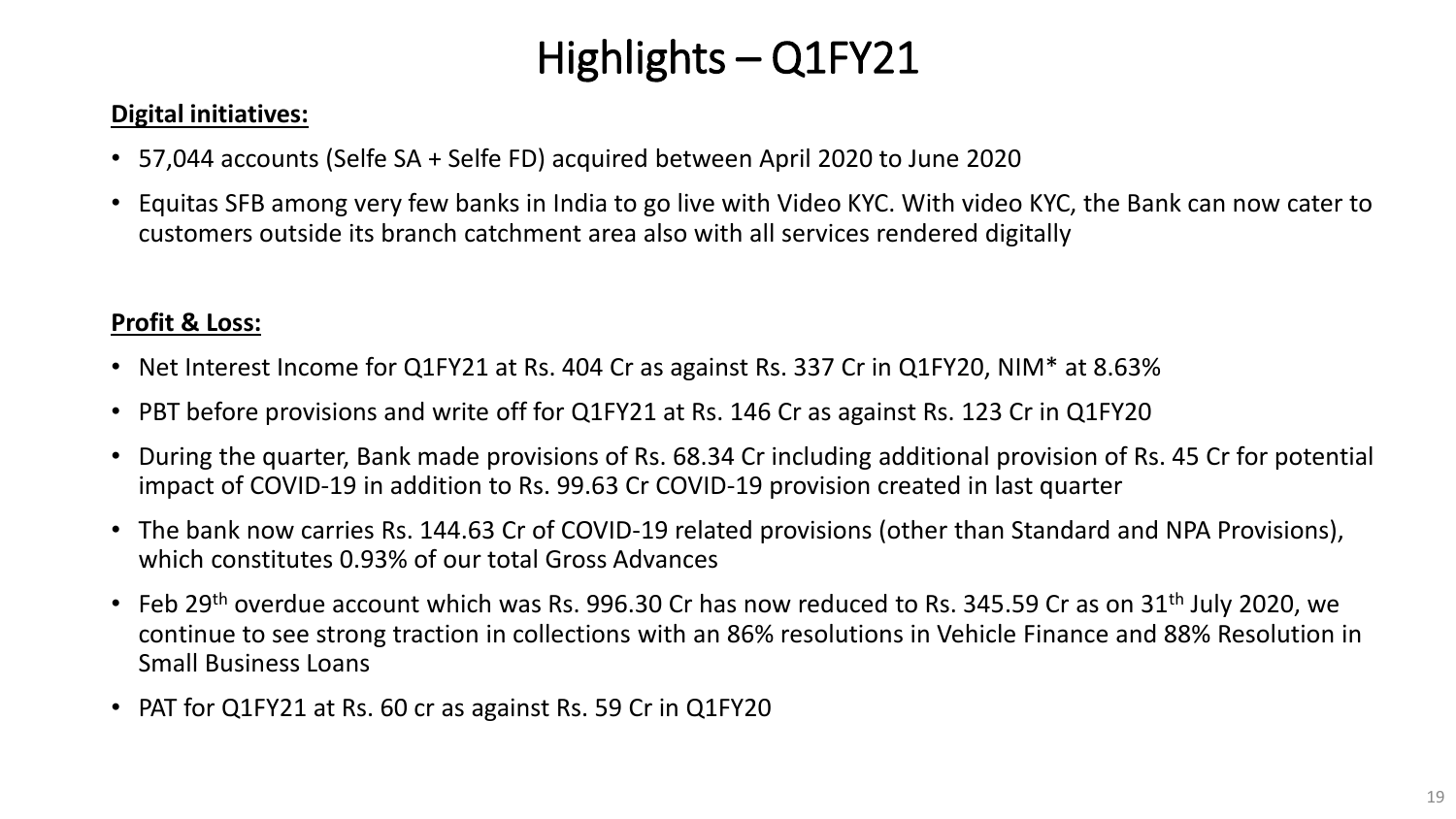# Highlights – Q1FY21

**Digital initiatives:**

- 57,044 accounts (Selfe SA + Selfe FD) acquired between April 2020 to June 2020
- Equitas SFB among very few banks in India to go live with Video KYC. With video KYC, the Bank can now cater to customers outside its branch catchment area also with all services rendered digitally

**Profit & Loss:**

- Net Interest Income for Q1FY21 at Rs. 404 Cr as against Rs. 337 Cr in Q1FY20, NIM* at 8.63%
- PBT before provisions and write off for Q1FY21 at Rs. 146 Cr as against Rs. 123 Cr in Q1FY20
- During the quarter, Bank made provisions of Rs. 68.34 Cr including additional provision of Rs. 45 Cr for potential impact of COVID-19 in addition to Rs. 99.63 Cr COVID-19 provision created in last quarter
- The bank now carries Rs. 144.63 Cr of COVID-19 related provisions (other than Standard and NPA Provisions), which constitutes 0.93% of our total Gross Advances
- Feb 29th overdue account which was Rs. 996.30 Cr has now reduced to Rs. 345.59 Cr as on 31th July 2020, we continue to see strong traction in collections with an 86% resolutions in Vehicle Finance and 88% Resolution in Small Business Loans
- PAT for Q1FY21 at Rs. 60 cr as against Rs. 59 Cr in Q1FY20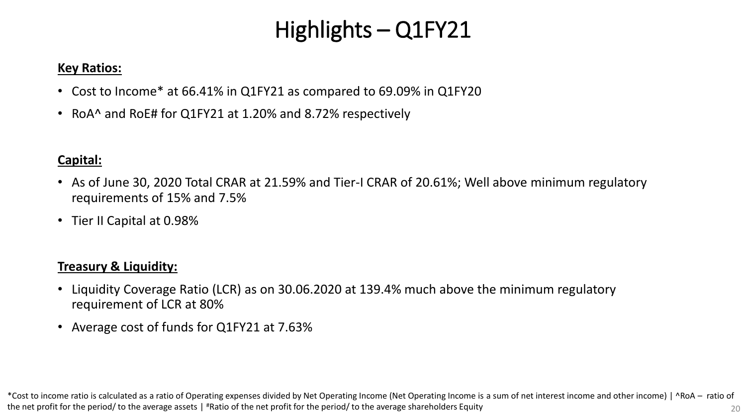# Highlights – Q1FY21

**Key Ratios:**

- Cost to Income* at 66.41% in Q1FY21 as compared to 69.09% in Q1FY20
- RoA^ and RoE# for Q1FY21 at 1.20% and 8.72% respectively

**Capital:**

- As of June 30, 2020 Total CRAR at 21.59% and Tier-I CRAR of 20.61%; Well above minimum regulatory requirements of 15% and 7.5%
- Tier II Capital at 0.98%

**Treasury & Liquidity:**

- Liquidity Coverage Ratio (LCR) as on 30.06.2020 at 139.4% much above the minimum regulatory requirement of LCR at 80%
- Average cost of funds for Q1FY21 at 7.63%

*Cost to income ratio is calculated as a ratio of Operating expenses divided by Net Operating Income (Net Operating Income is a sum of net interest income and other income) | ^RoA – ratio of the net profit for the period/ to the average assets | #Ratio of the net profit for the period/ to the average shareholders Equity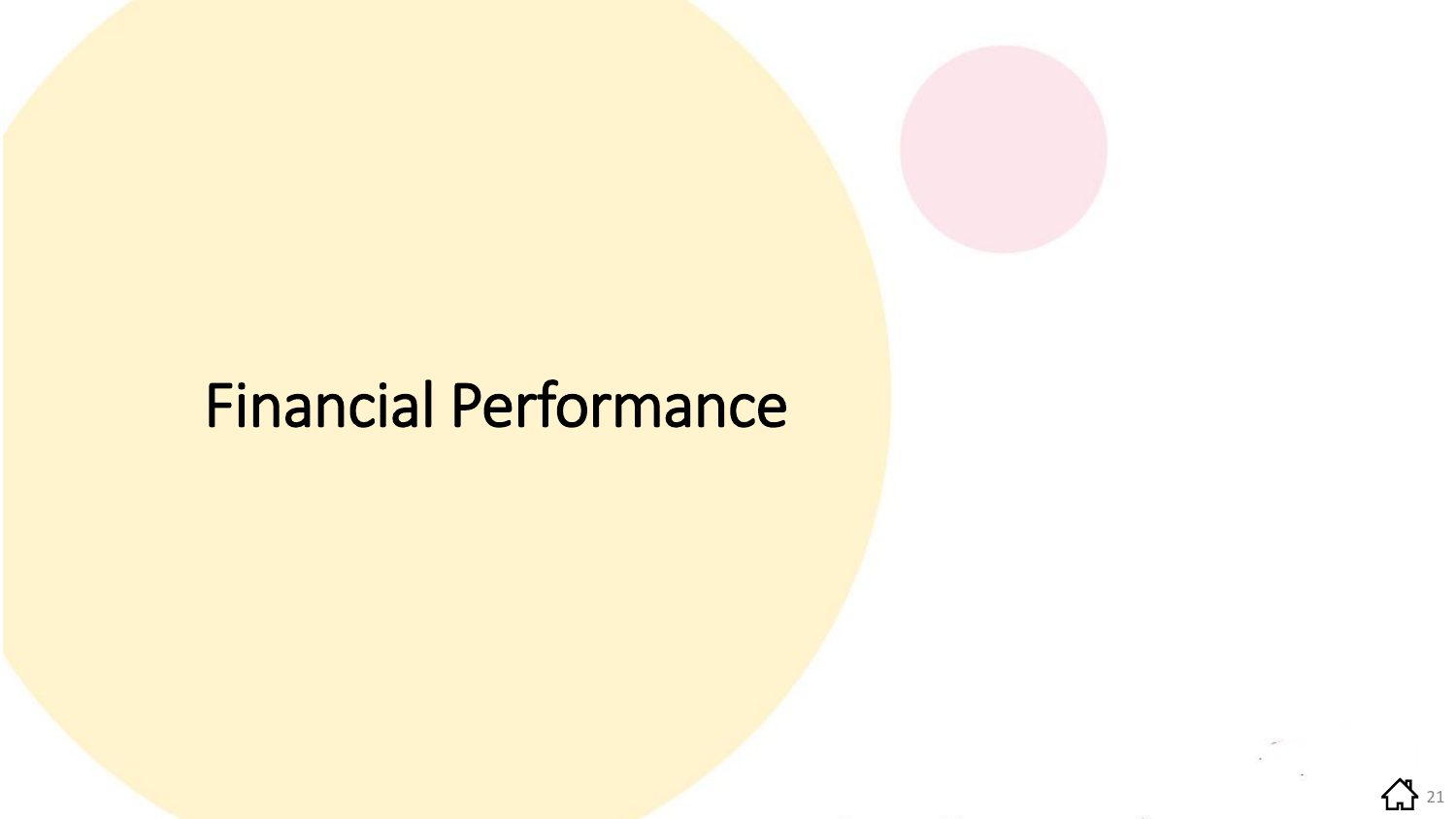# Financial Performance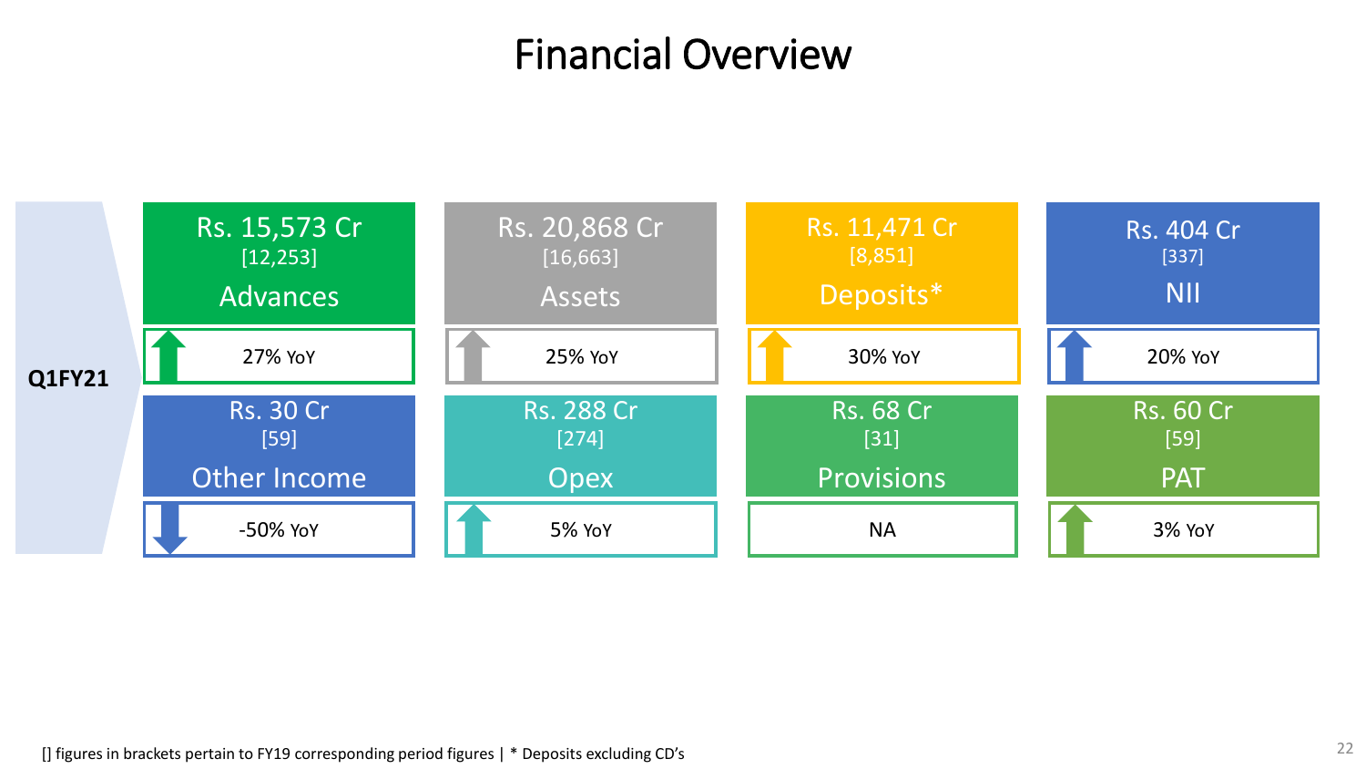# Financial Overview

**Q1FY21**

| Metric | Value | [Corresponding period] | YoY |
| --- | --- | --- | --- |
| Advances | Rs. 15,573 Cr | [12,253] | 27% YoY |
| Assets | Rs. 20,868 Cr | [16,663] | 25% YoY |
| Deposits* | Rs. 11,471 Cr | [8,851] | 30% YoY |
| NII | Rs. 404 Cr | [337] | 20% YoY |
| Other Income | Rs. 30 Cr | [59] | -50% YoY |
| Opex | Rs. 288 Cr | [274] | 5% YoY |
| Provisions | Rs. 68 Cr | [31] | NA |
| PAT | Rs. 60 Cr | [59] | 3% YoY |

[] figures in brackets pertain to FY19 corresponding period figures | * Deposits excluding CD's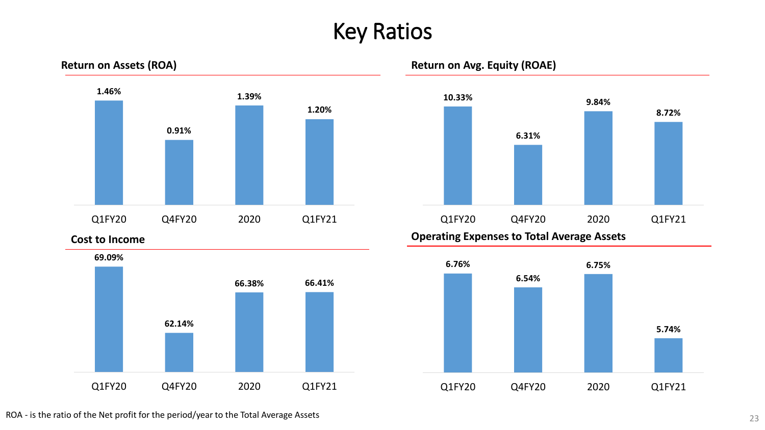# Key Ratios

### Return on Assets (ROA)

| Q1FY20 | Q4FY20 | 2020 | Q1FY21 |
|---|---|---|---|
| 1.46% | 0.91% | 1.39% | 1.20% |

### Return on Avg. Equity (ROAE)

| Q1FY20 | Q4FY20 | 2020 | Q1FY21 |
|---|---|---|---|
| 10.33% | 6.31% | 9.84% | 8.72% |

### Cost to Income

| Q1FY20 | Q4FY20 | 2020 | Q1FY21 |
|---|---|---|---|
| 69.09% | 62.14% | 66.38% | 66.41% |

### Operating Expenses to Total Average Assets

| Q1FY20 | Q4FY20 | 2020 | Q1FY21 |
|---|---|---|---|
| 6.76% | 6.54% | 6.75% | 5.74% |

ROA - is the ratio of the Net profit for the period/year to the Total Average Assets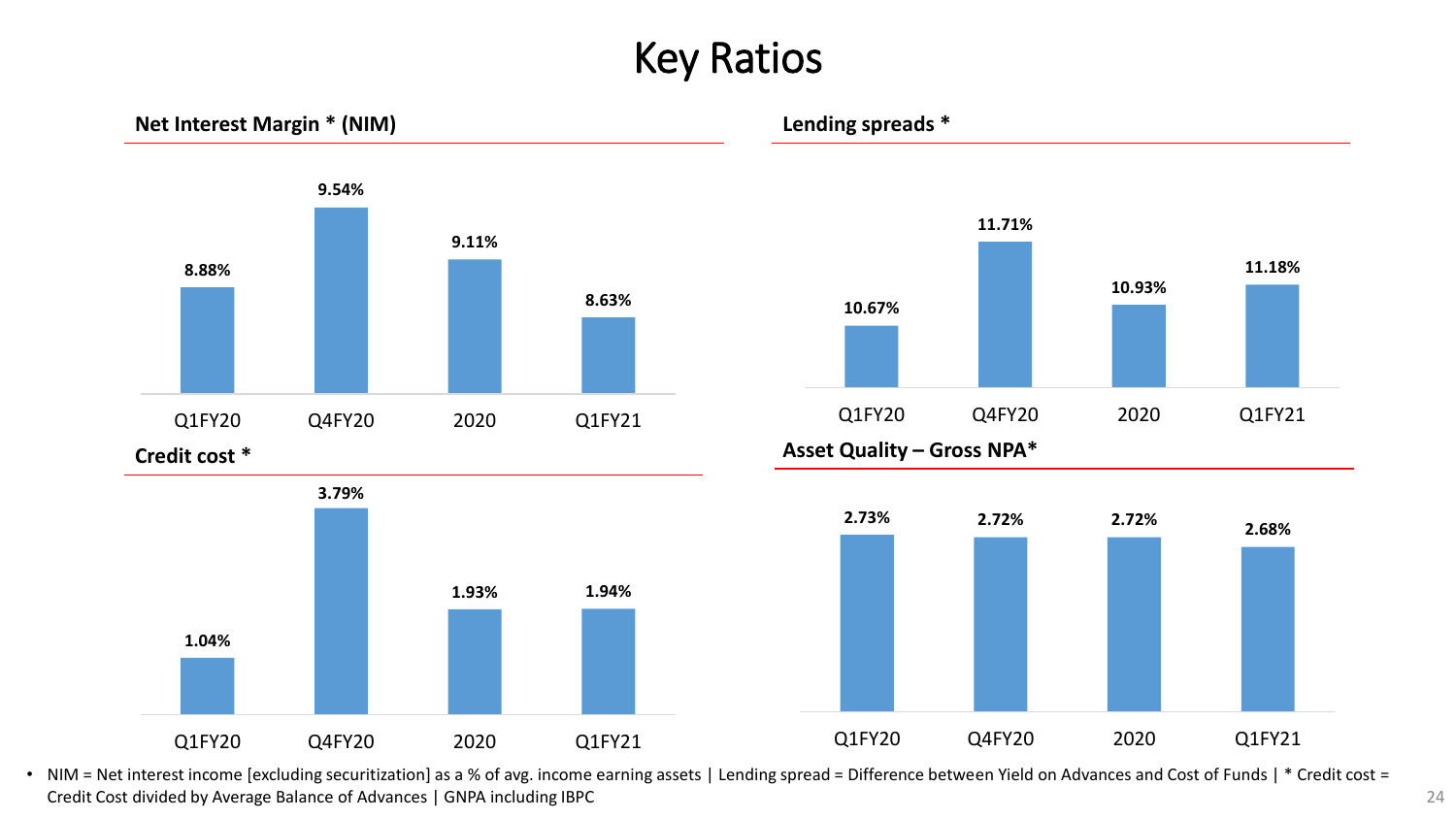# Key Ratios

## Net Interest Margin * (NIM)

| Q1FY20 | Q4FY20 | 2020 | Q1FY21 |
|---|---|---|---|
| 8.88% | 9.54% | 9.11% | 8.63% |

## Lending spreads *

| Q1FY20 | Q4FY20 | 2020 | Q1FY21 |
|---|---|---|---|
| 10.67% | 11.71% | 10.93% | 11.18% |

## Credit cost *

| Q1FY20 | Q4FY20 | 2020 | Q1FY21 |
|---|---|---|---|
| 1.04% | 3.79% | 1.93% | 1.94% |

## Asset Quality – Gross NPA*

| Q1FY20 | Q4FY20 | 2020 | Q1FY21 |
|---|---|---|---|
| 2.73% | 2.72% | 2.72% | 2.68% |

- NIM = Net interest income [excluding securitization] as a % of avg. income earning assets | Lending spread = Difference between Yield on Advances and Cost of Funds | * Credit cost = Credit Cost divided by Average Balance of Advances | GNPA including IBPC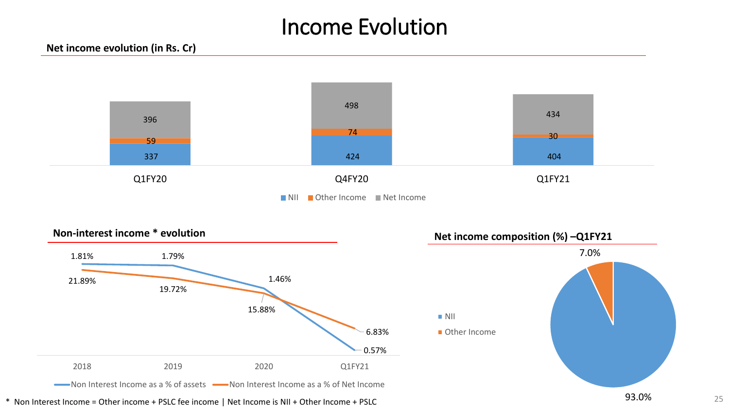# Income Evolution

## Net income evolution (in Rs. Cr)

| | Q1FY20 | Q4FY20 | Q1FY21 |
|---|---|---|---|
| NII | 337 | 424 | 404 |
| Other Income | 59 | 74 | 30 |
| Net Income | 396 | 498 | 434 |

## Non-interest income * evolution

| | 2018 | 2019 | 2020 | Q1FY21 |
|---|---|---|---|---|
| Non Interest Income as a % of assets | 1.81% | 1.79% | 1.46% | 0.57% |
| Non Interest Income as a % of Net Income | 21.89% | 19.72% | 15.88% | 6.83% |

## Net income composition (%) –Q1FY21

| | % |
|---|---|
| NII | 93.0% |
| Other Income | 7.0% |

\* Non Interest Income = Other income + PSLC fee income | Net Income is NII + Other Income + PSLC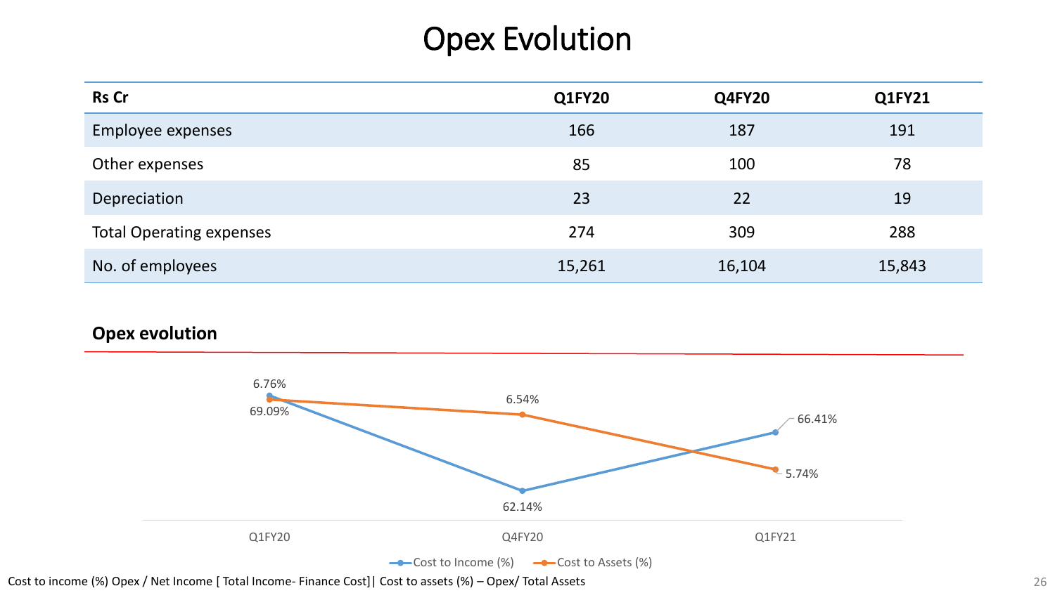# Opex Evolution

| Rs Cr | Q1FY20 | Q4FY20 | Q1FY21 |
|---|---|---|---|
| Employee expenses | 166 | 187 | 191 |
| Other expenses | 85 | 100 | 78 |
| Depreciation | 23 | 22 | 19 |
| Total Operating expenses | 274 | 309 | 288 |
| No. of employees | 15,261 | 16,104 | 15,843 |

## Opex evolution

| | Q1FY20 | Q4FY20 | Q1FY21 |
|---|---|---|---|
| Cost to Income (%) | 69.09% | 62.14% | 66.41% |
| Cost to Assets (%) | 6.76% | 6.54% | 5.74% |

Cost to income (%) Opex / Net Income [ Total Income- Finance Cost]| Cost to assets (%) – Opex/ Total Assets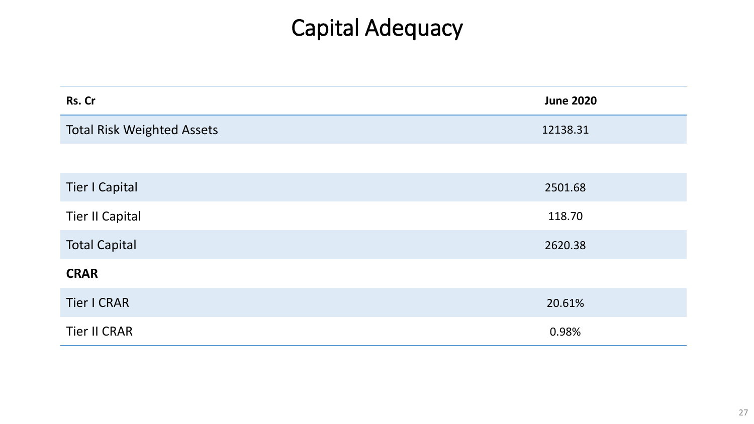# Capital Adequacy

| Rs. Cr | June 2020 |
|---|---|
| Total Risk Weighted Assets | 12138.31 |
| | |
| Tier I Capital | 2501.68 |
| Tier II Capital | 118.70 |
| Total Capital | 2620.38 |
| **CRAR** | |
| Tier I CRAR | 20.61% |
| Tier II CRAR | 0.98% |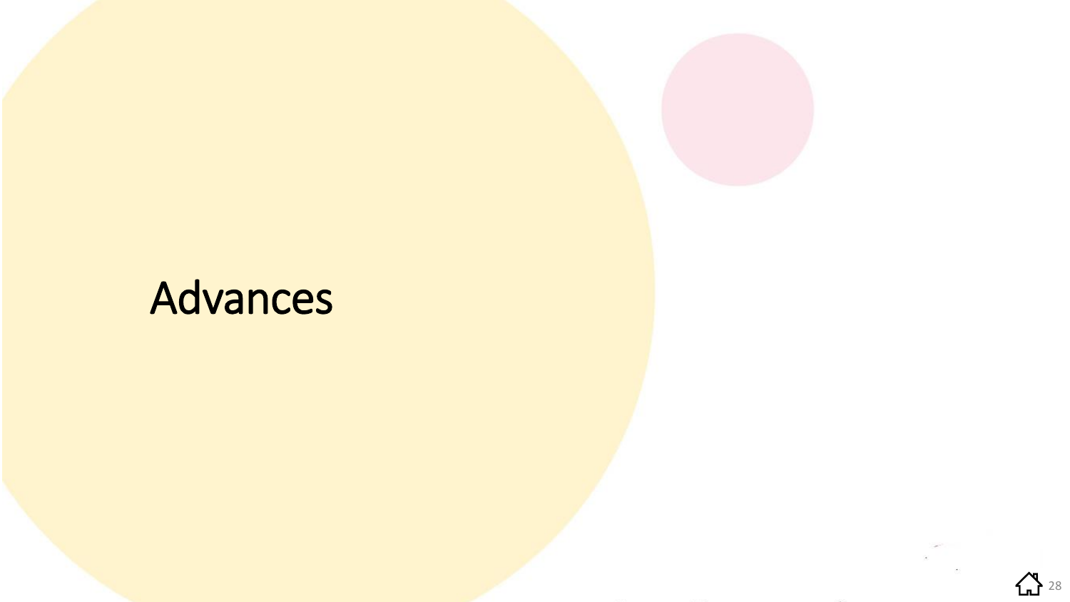# Advances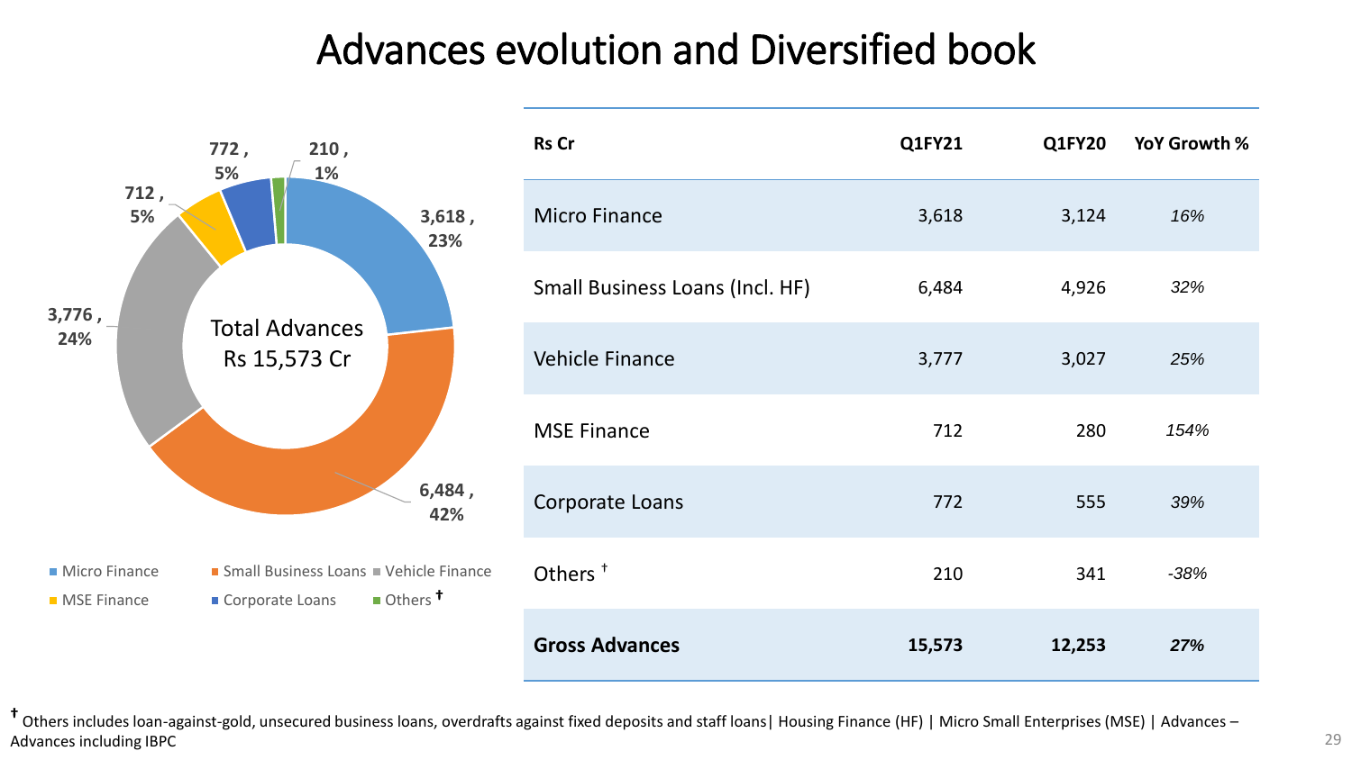# Advances evolution and Diversified book

Total Advances Rs 15,573 Cr

- Micro Finance: 3,618 , 23%
- Small Business Loans: 6,484 , 42%
- Vehicle Finance: 3,776 , 24%
- MSE Finance: 712 , 5%
- Corporate Loans: 772 , 5%
- Others †: 210 , 1%

| Rs Cr | Q1FY21 | Q1FY20 | YoY Growth % |
|---|---|---|---|
| Micro Finance | 3,618 | 3,124 | *16%* |
| Small Business Loans (Incl. HF) | 6,484 | 4,926 | *32%* |
| Vehicle Finance | 3,777 | 3,027 | *25%* |
| MSE Finance | 712 | 280 | *154%* |
| Corporate Loans | 772 | 555 | *39%* |
| Others † | 210 | 341 | *-38%* |
| **Gross Advances** | **15,573** | **12,253** | ***27%*** |

† Others includes loan-against-gold, unsecured business loans, overdrafts against fixed deposits and staff loans| Housing Finance (HF) | Micro Small Enterprises (MSE) | Advances – Advances including IBPC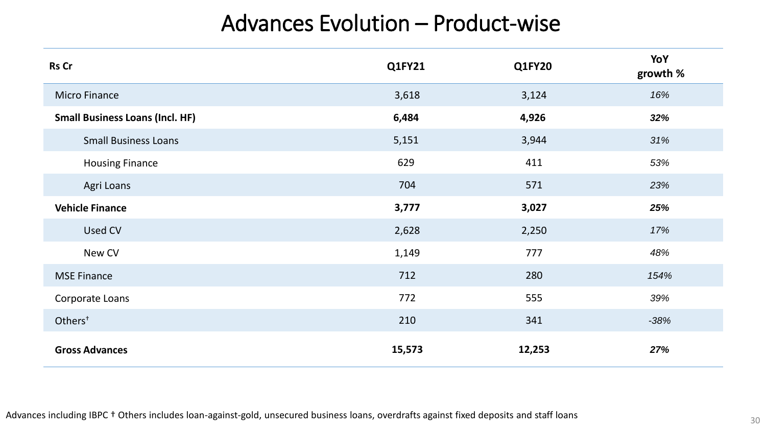# Advances Evolution – Product-wise

| Rs Cr | Q1FY21 | Q1FY20 | YoY growth % |
|---|---|---|---|
| Micro Finance | 3,618 | 3,124 | *16%* |
| **Small Business Loans (Incl. HF)** | **6,484** | **4,926** | ***32%*** |
| Small Business Loans | 5,151 | 3,944 | *31%* |
| Housing Finance | 629 | 411 | *53%* |
| Agri Loans | 704 | 571 | *23%* |
| **Vehicle Finance** | **3,777** | **3,027** | ***25%*** |
| Used CV | 2,628 | 2,250 | *17%* |
| New CV | 1,149 | 777 | *48%* |
| MSE Finance | 712 | 280 | *154%* |
| Corporate Loans | 772 | 555 | *39%* |
| Others† | 210 | 341 | *-38%* |
| **Gross Advances** | **15,573** | **12,253** | ***27%*** |

Advances including IBPC † Others includes loan-against-gold, unsecured business loans, overdrafts against fixed deposits and staff loans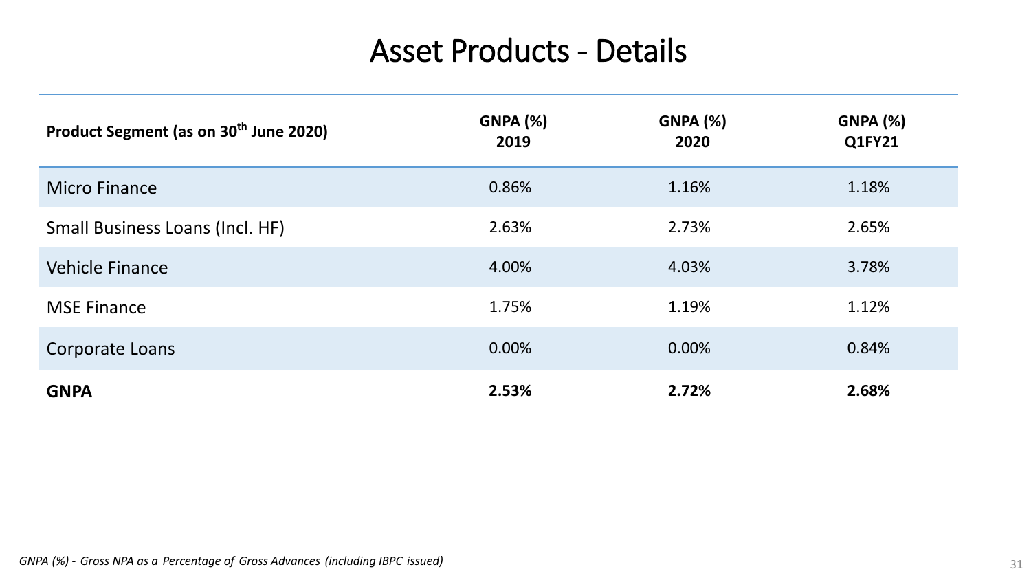# Asset Products - Details

| Product Segment (as on 30th June 2020) | GNPA (%) 2019 | GNPA (%) 2020 | GNPA (%) Q1FY21 |
|---|---|---|---|
| Micro Finance | 0.86% | 1.16% | 1.18% |
| Small Business Loans (Incl. HF) | 2.63% | 2.73% | 2.65% |
| Vehicle Finance | 4.00% | 4.03% | 3.78% |
| MSE Finance | 1.75% | 1.19% | 1.12% |
| Corporate Loans | 0.00% | 0.00% | 0.84% |
| **GNPA** | **2.53%** | **2.72%** | **2.68%** |

*GNPA (%) - Gross NPA as a Percentage of Gross Advances (including IBPC issued)*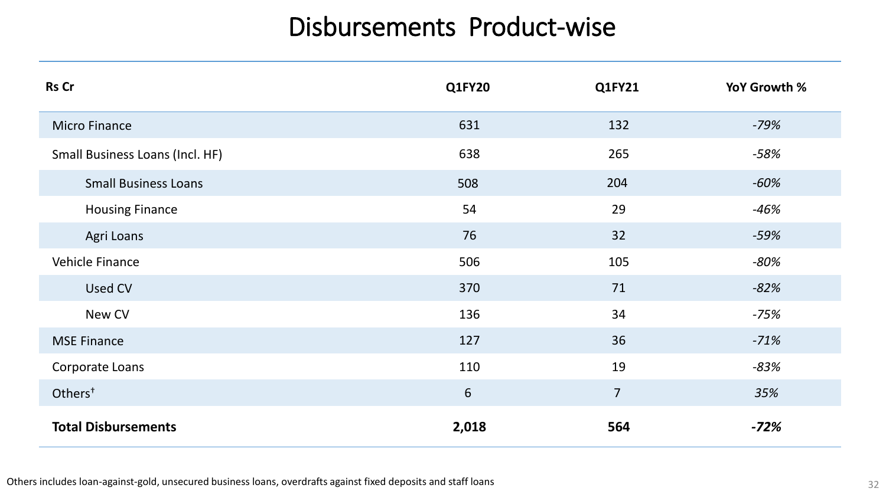# Disbursements Product-wise

| Rs Cr | Q1FY20 | Q1FY21 | YoY Growth % |
|---|---|---|---|
| Micro Finance | 631 | 132 | *-79%* |
| Small Business Loans (Incl. HF) | 638 | 265 | *-58%* |
| Small Business Loans | 508 | 204 | *-60%* |
| Housing Finance | 54 | 29 | *-46%* |
| Agri Loans | 76 | 32 | *-59%* |
| Vehicle Finance | 506 | 105 | *-80%* |
| Used CV | 370 | 71 | *-82%* |
| New CV | 136 | 34 | *-75%* |
| MSE Finance | 127 | 36 | *-71%* |
| Corporate Loans | 110 | 19 | *-83%* |
| Others† | 6 | 7 | *35%* |
| **Total Disbursements** | **2,018** | **564** | ***-72%*** |

Others includes loan-against-gold, unsecured business loans, overdrafts against fixed deposits and staff loans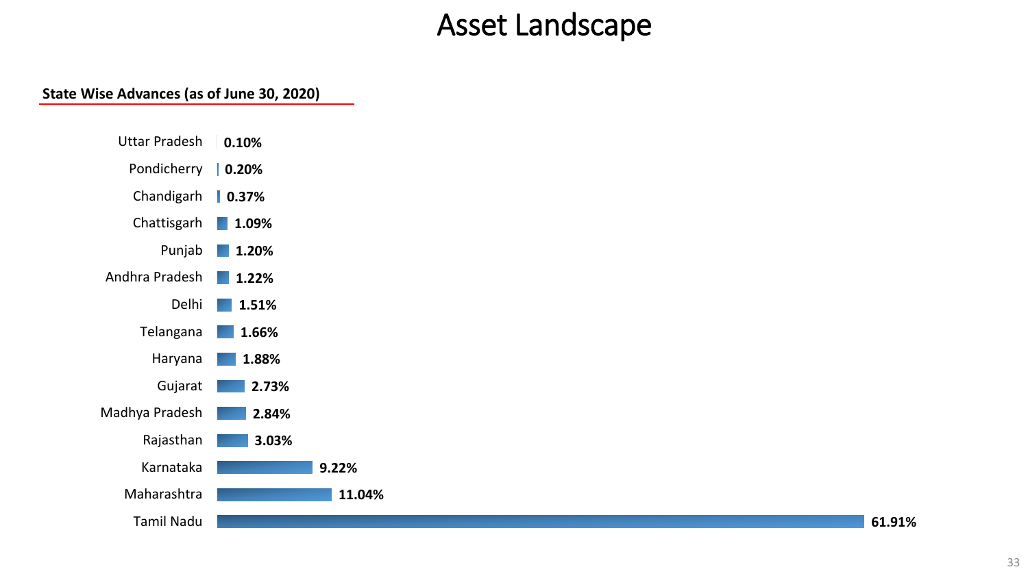# Asset Landscape

**State Wise Advances (as of June 30, 2020)**

| State | Share |
|---|---|
| Uttar Pradesh | 0.10% |
| Pondicherry | 0.20% |
| Chandigarh | 0.37% |
| Chattisgarh | 1.09% |
| Punjab | 1.20% |
| Andhra Pradesh | 1.22% |
| Delhi | 1.51% |
| Telangana | 1.66% |
| Haryana | 1.88% |
| Gujarat | 2.73% |
| Madhya Pradesh | 2.84% |
| Rajasthan | 3.03% |
| Karnataka | 9.22% |
| Maharashtra | 11.04% |
| Tamil Nadu | 61.91% |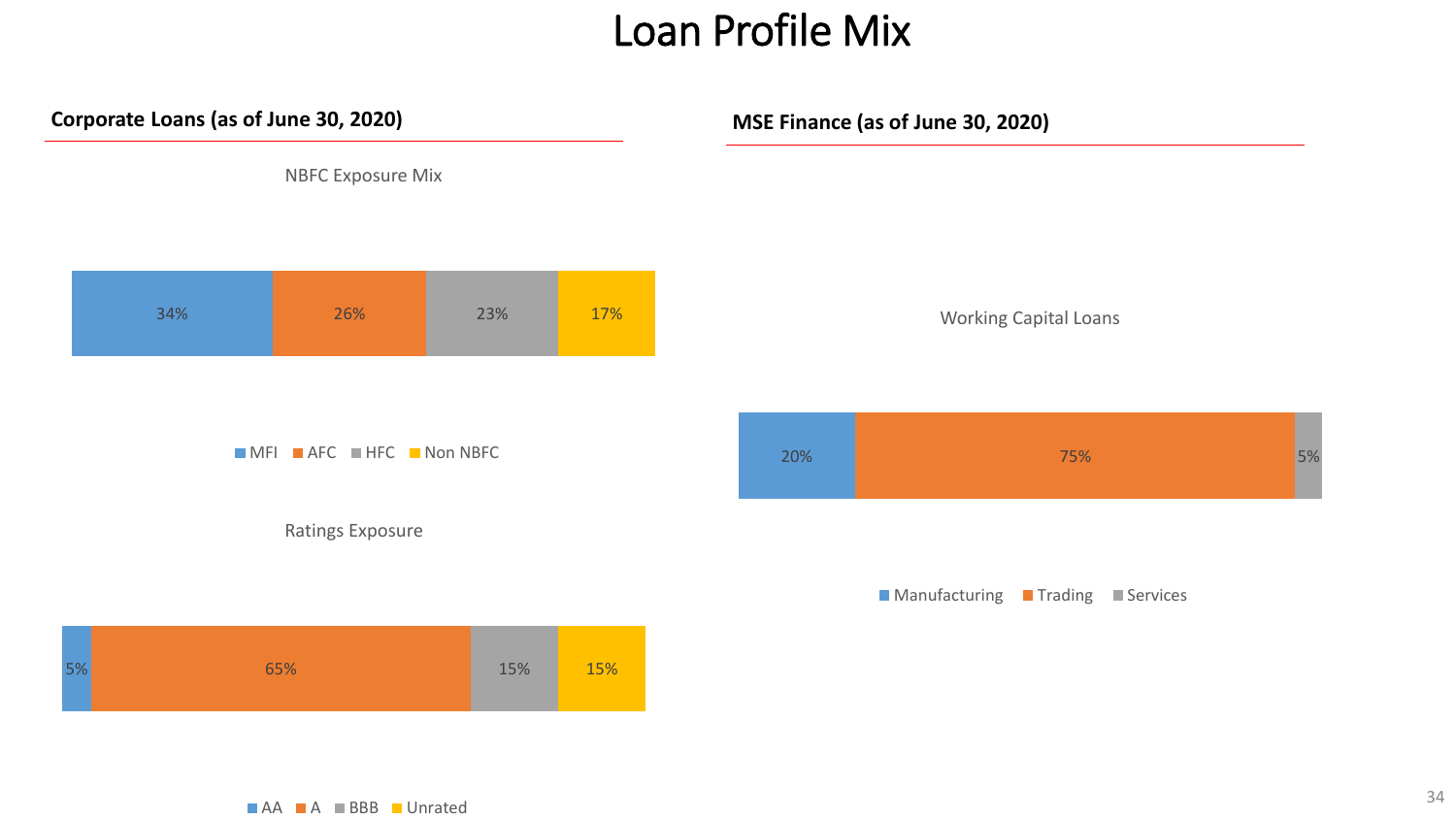# Loan Profile Mix

## Corporate Loans (as of June 30, 2020)

### NBFC Exposure Mix

| MFI | AFC | HFC | Non NBFC |
|---|---|---|---|
| 34% | 26% | 23% | 17% |

### Ratings Exposure

| AA | A | BBB | Unrated |
|---|---|---|---|
| 5% | 65% | 15% | 15% |

## MSE Finance (as of June 30, 2020)

### Working Capital Loans

| Manufacturing | Trading | Services |
|---|---|---|
| 20% | 75% | 5% |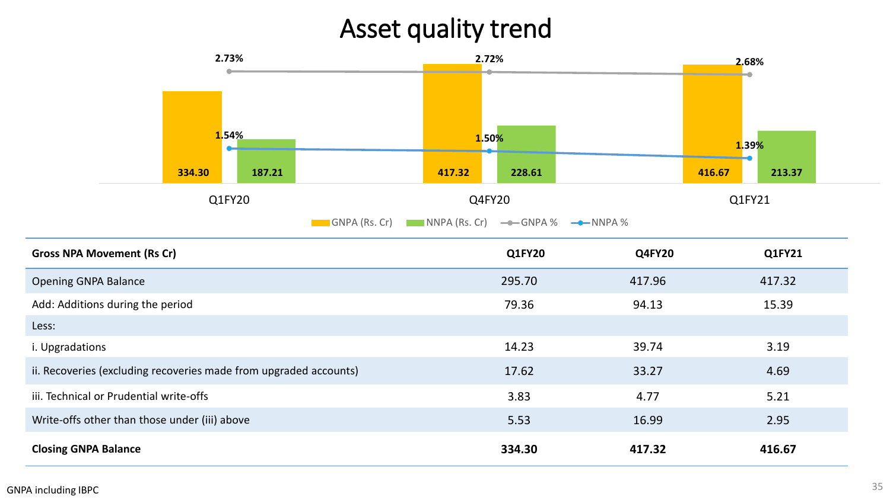# Asset quality trend

| | Q1FY20 | Q4FY20 | Q1FY21 |
|---|---|---|---|
| GNPA (Rs. Cr) | 334.30 | 417.32 | 416.67 |
| NNPA (Rs. Cr) | 187.21 | 228.61 | 213.37 |
| GNPA % | 2.73% | 2.72% | 2.68% |
| NNPA % | 1.54% | 1.50% | 1.39% |

| Gross NPA Movement (Rs Cr) | Q1FY20 | Q4FY20 | Q1FY21 |
|---|---|---|---|
| Opening GNPA Balance | 295.70 | 417.96 | 417.32 |
| Add: Additions during the period | 79.36 | 94.13 | 15.39 |
| Less: | | | |
| i. Upgradations | 14.23 | 39.74 | 3.19 |
| ii. Recoveries (excluding recoveries made from upgraded accounts) | 17.62 | 33.27 | 4.69 |
| iii. Technical or Prudential write-offs | 3.83 | 4.77 | 5.21 |
| Write-offs other than those under (iii) above | 5.53 | 16.99 | 2.95 |
| **Closing GNPA Balance** | **334.30** | **417.32** | **416.67** |

GNPA including IBPC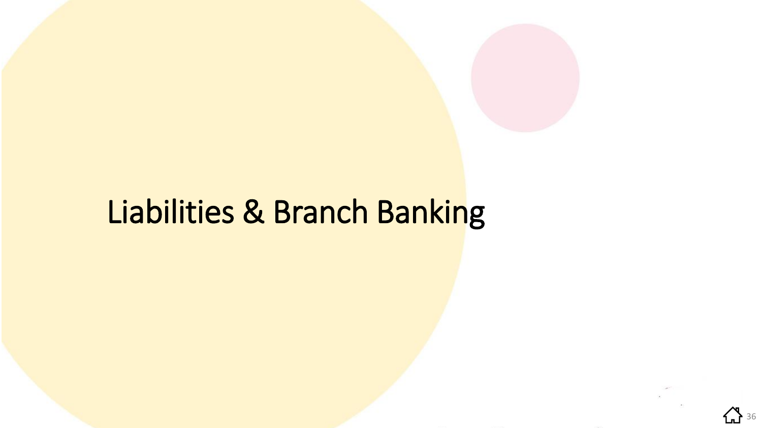# Liabilities & Branch Banking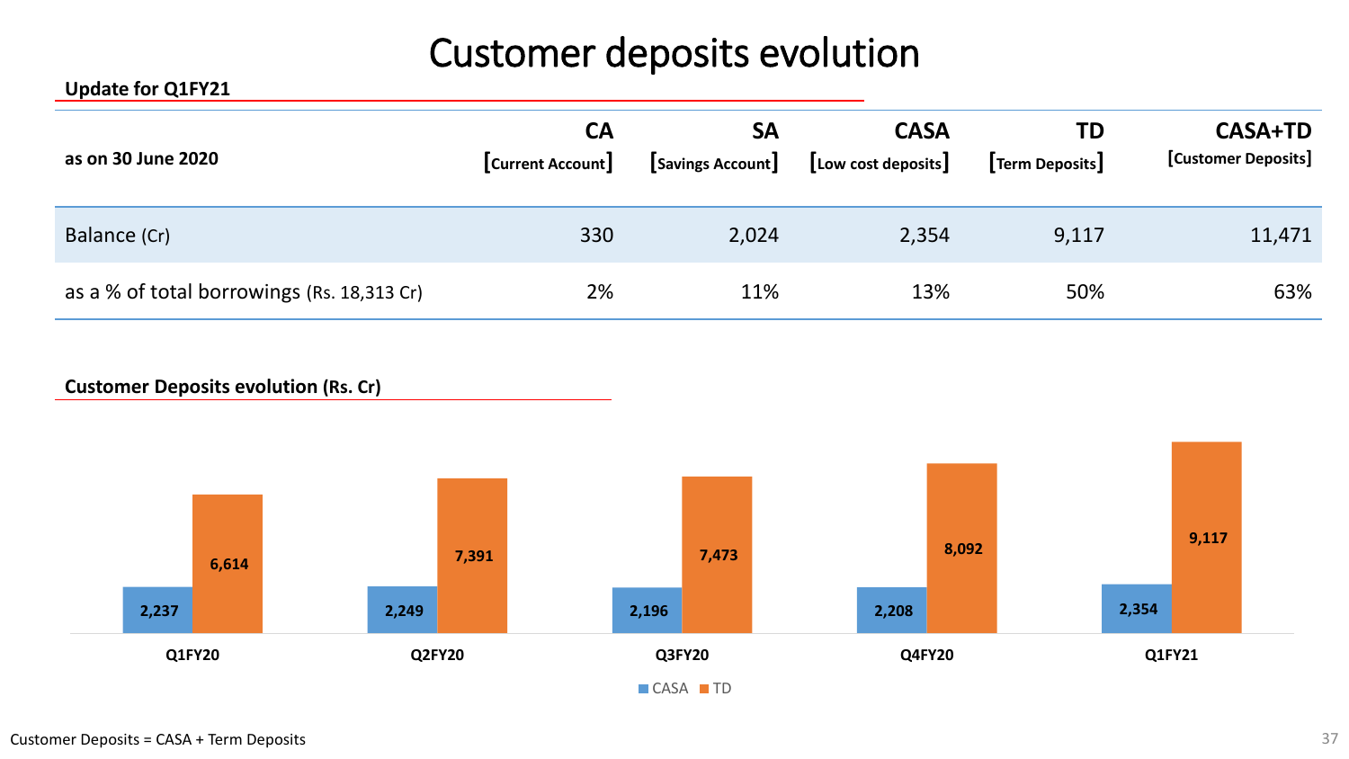# Customer deposits evolution

**Update for Q1FY21**

| as on 30 June 2020 | CA [Current Account] | SA [Savings Account] | CASA [Low cost deposits] | TD [Term Deposits] | CASA+TD [Customer Deposits] |
|---|---|---|---|---|---|
| Balance (Cr) | 330 | 2,024 | 2,354 | 9,117 | 11,471 |
| as a % of total borrowings (Rs. 18,313 Cr) | 2% | 11% | 13% | 50% | 63% |

**Customer Deposits evolution (Rs. Cr)**

| | Q1FY20 | Q2FY20 | Q3FY20 | Q4FY20 | Q1FY21 |
|---|---|---|---|---|---|
| CASA | 2,237 | 2,249 | 2,196 | 2,208 | 2,354 |
| TD | 6,614 | 7,391 | 7,473 | 8,092 | 9,117 |

Customer Deposits = CASA + Term Deposits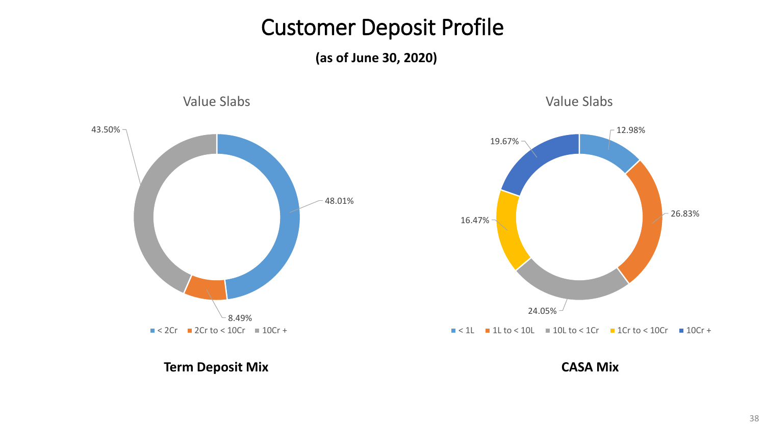# Customer Deposit Profile

**(as of June 30, 2020)**

## Term Deposit Mix

Value Slabs

| Value Slab | Share |
|---|---|
| < 2Cr | 48.01% |
| 2Cr to < 10Cr | 8.49% |
| 10Cr + | 43.50% |

## CASA Mix

Value Slabs

| Value Slab | Share |
|---|---|
| < 1L | 12.98% |
| 1L to < 10L | 26.83% |
| 10L to < 1Cr | 24.05% |
| 1Cr to < 10Cr | 16.47% |
| 10Cr + | 19.67% |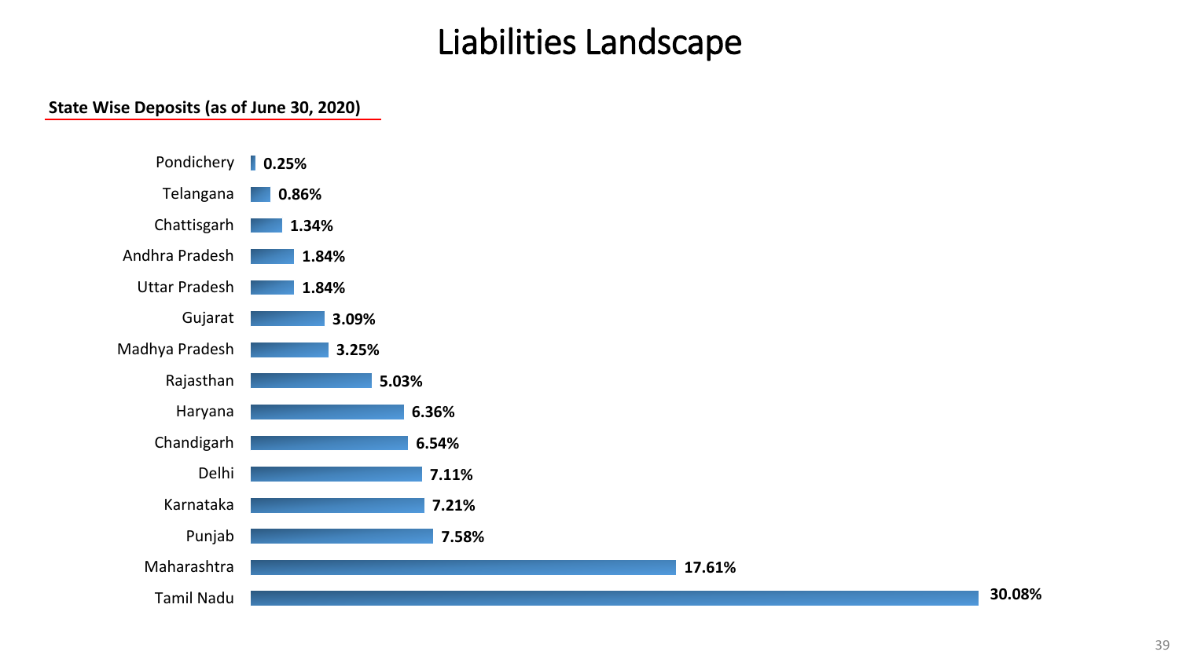# Liabilities Landscape

**State Wise Deposits (as of June 30, 2020)**

| State | Deposits |
|---|---|
| Pondichery | 0.25% |
| Telangana | 0.86% |
| Chattisgarh | 1.34% |
| Andhra Pradesh | 1.84% |
| Uttar Pradesh | 1.84% |
| Gujarat | 3.09% |
| Madhya Pradesh | 3.25% |
| Rajasthan | 5.03% |
| Haryana | 6.36% |
| Chandigarh | 6.54% |
| Delhi | 7.11% |
| Karnataka | 7.21% |
| Punjab | 7.58% |
| Maharashtra | 17.61% |
| Tamil Nadu | 30.08% |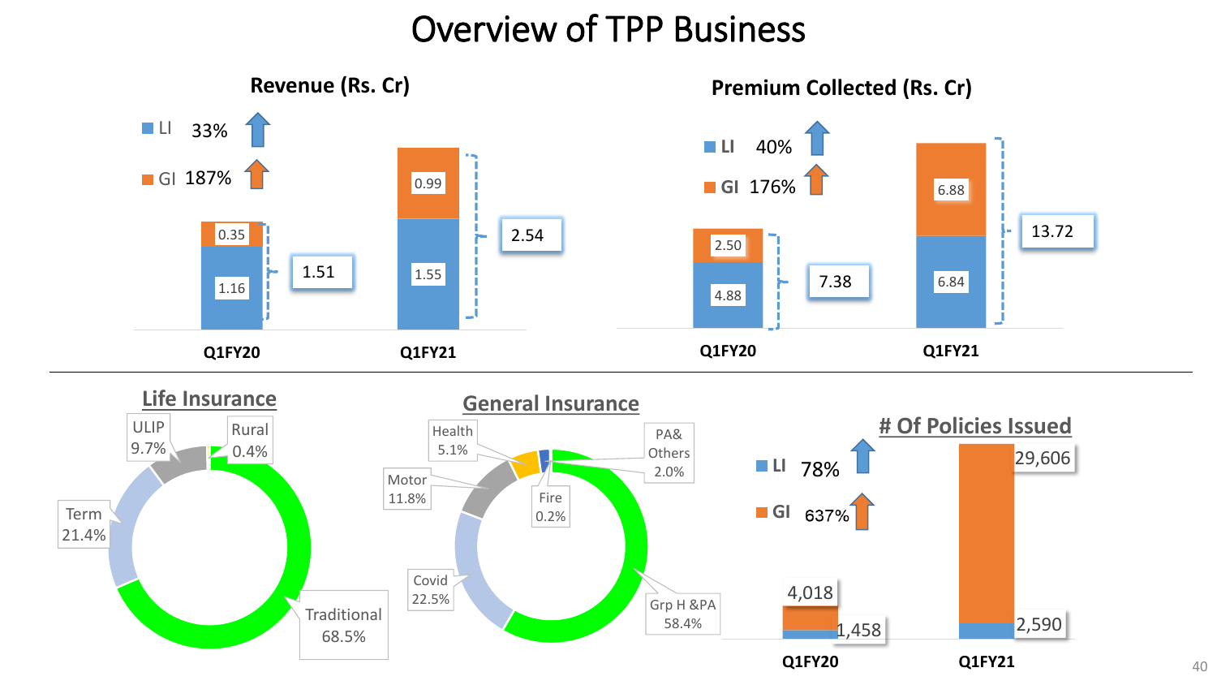# Overview of TPP Business

## Revenue (Rs. Cr)

- LI 33% ↑
- GI 187% ↑

| | Q1FY20 | Q1FY21 |
|---|---|---|
| LI | 1.16 | 1.55 |
| GI | 0.35 | 0.99 |
| Total | 1.51 | 2.54 |

## Premium Collected (Rs. Cr)

- LI 40% ↑
- GI 176% ↑

| | Q1FY20 | Q1FY21 |
|---|---|---|
| LI | 4.88 | 6.84 |
| GI | 2.50 | 6.88 |
| Total | 7.38 | 13.72 |

## Life Insurance

| Category | Share |
|---|---|
| Traditional | 68.5% |
| Term | 21.4% |
| ULIP | 9.7% |
| Rural | 0.4% |

## General Insurance

| Category | Share |
|---|---|
| Grp H &PA | 58.4% |
| Covid | 22.5% |
| Motor | 11.8% |
| Health | 5.1% |
| PA& Others | 2.0% |
| Fire | 0.2% |

## # Of Policies Issued

- LI 78% ↑
- GI 637% ↑

| | Q1FY20 | Q1FY21 |
|---|---|---|
| LI | 1,458 | 2,590 |
| GI | 4,018 | 29,606 |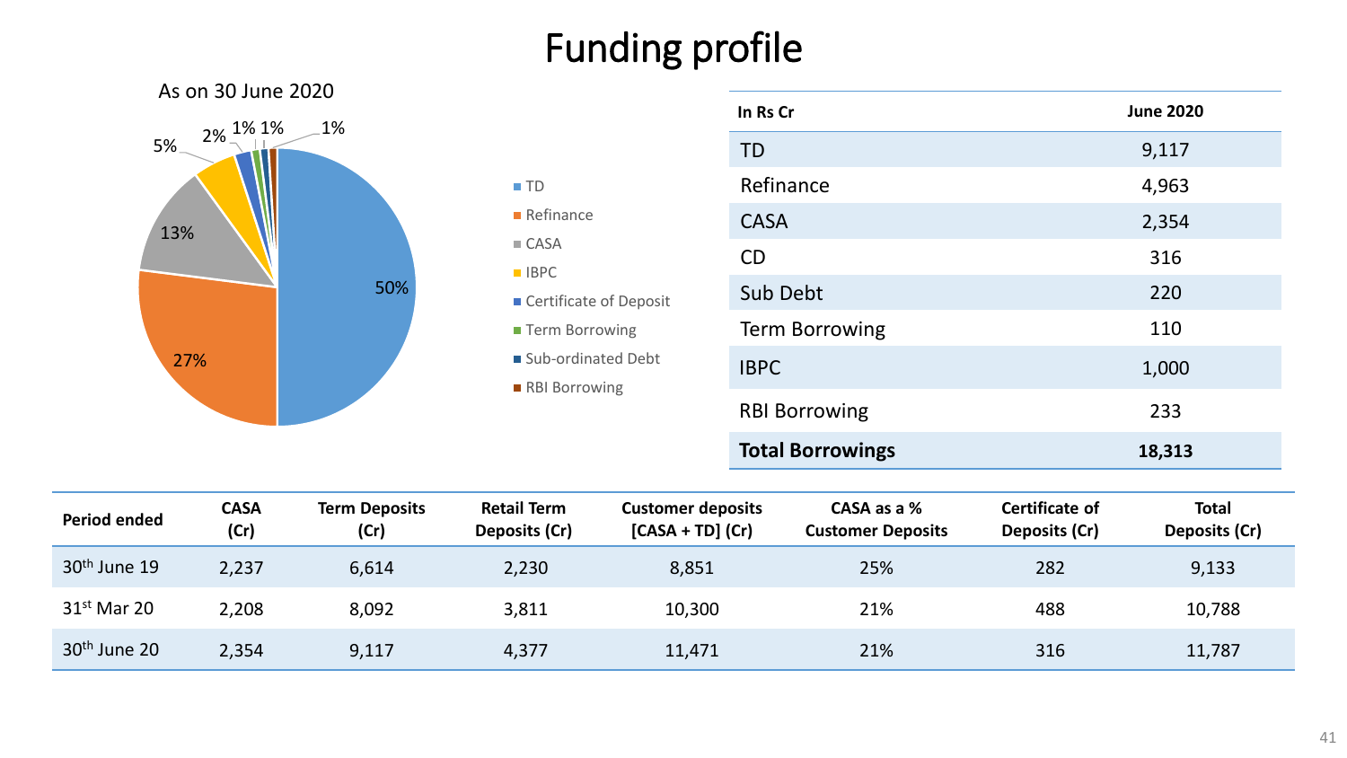# Funding profile

As on 30 June 2020

- TD: 50%
- Refinance: 27%
- CASA: 13%
- IBPC: 5%
- Certificate of Deposit: 2%
- Term Borrowing: 1%
- Sub-ordinated Debt: 1%
- RBI Borrowing: 1%

| In Rs Cr | June 2020 |
|---|---|
| TD | 9,117 |
| Refinance | 4,963 |
| CASA | 2,354 |
| CD | 316 |
| Sub Debt | 220 |
| Term Borrowing | 110 |
| IBPC | 1,000 |
| RBI Borrowing | 233 |
| **Total Borrowings** | **18,313** |

| Period ended | CASA (Cr) | Term Deposits (Cr) | Retail Term Deposits (Cr) | Customer deposits [CASA + TD] (Cr) | CASA as a % Customer Deposits | Certificate of Deposits (Cr) | Total Deposits (Cr) |
|---|---|---|---|---|---|---|---|
| 30th June 19 | 2,237 | 6,614 | 2,230 | 8,851 | 25% | 282 | 9,133 |
| 31st Mar 20 | 2,208 | 8,092 | 3,811 | 10,300 | 21% | 488 | 10,788 |
| 30th June 20 | 2,354 | 9,117 | 4,377 | 11,471 | 21% | 316 | 11,787 |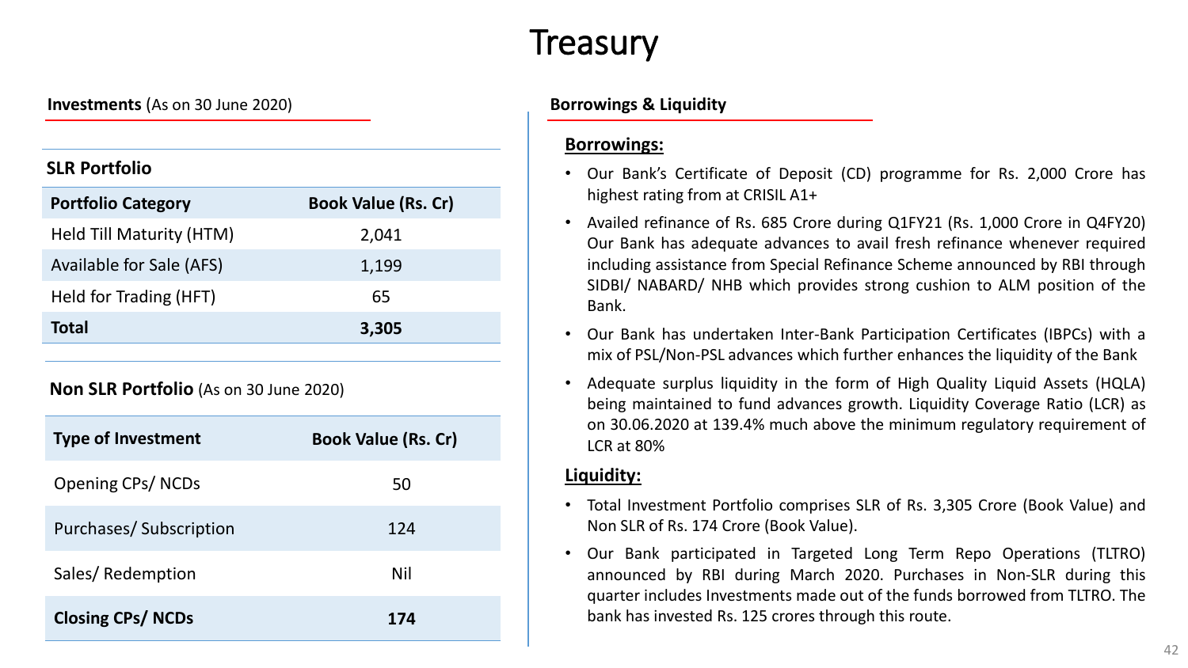# Treasury

## Investments (As on 30 June 2020)

### SLR Portfolio

| Portfolio Category | Book Value (Rs. Cr) |
|---|---|
| Held Till Maturity (HTM) | 2,041 |
| Available for Sale (AFS) | 1,199 |
| Held for Trading (HFT) | 65 |
| **Total** | **3,305** |

### Non SLR Portfolio (As on 30 June 2020)

| Type of Investment | Book Value (Rs. Cr) |
|---|---|
| Opening CPs/ NCDs | 50 |
| Purchases/ Subscription | 124 |
| Sales/ Redemption | Nil |
| **Closing CPs/ NCDs** | **174** |

## Borrowings & Liquidity

### Borrowings:

- Our Bank's Certificate of Deposit (CD) programme for Rs. 2,000 Crore has highest rating from at CRISIL A1+
- Availed refinance of Rs. 685 Crore during Q1FY21 (Rs. 1,000 Crore in Q4FY20) Our Bank has adequate advances to avail fresh refinance whenever required including assistance from Special Refinance Scheme announced by RBI through SIDBI/ NABARD/ NHB which provides strong cushion to ALM position of the Bank.
- Our Bank has undertaken Inter-Bank Participation Certificates (IBPCs) with a mix of PSL/Non-PSL advances which further enhances the liquidity of the Bank
- Adequate surplus liquidity in the form of High Quality Liquid Assets (HQLA) being maintained to fund advances growth. Liquidity Coverage Ratio (LCR) as on 30.06.2020 at 139.4% much above the minimum regulatory requirement of LCR at 80%

### Liquidity:

- Total Investment Portfolio comprises SLR of Rs. 3,305 Crore (Book Value) and Non SLR of Rs. 174 Crore (Book Value).
- Our Bank participated in Targeted Long Term Repo Operations (TLTRO) announced by RBI during March 2020. Purchases in Non-SLR during this quarter includes Investments made out of the funds borrowed from TLTRO. The bank has invested Rs. 125 crores through this route.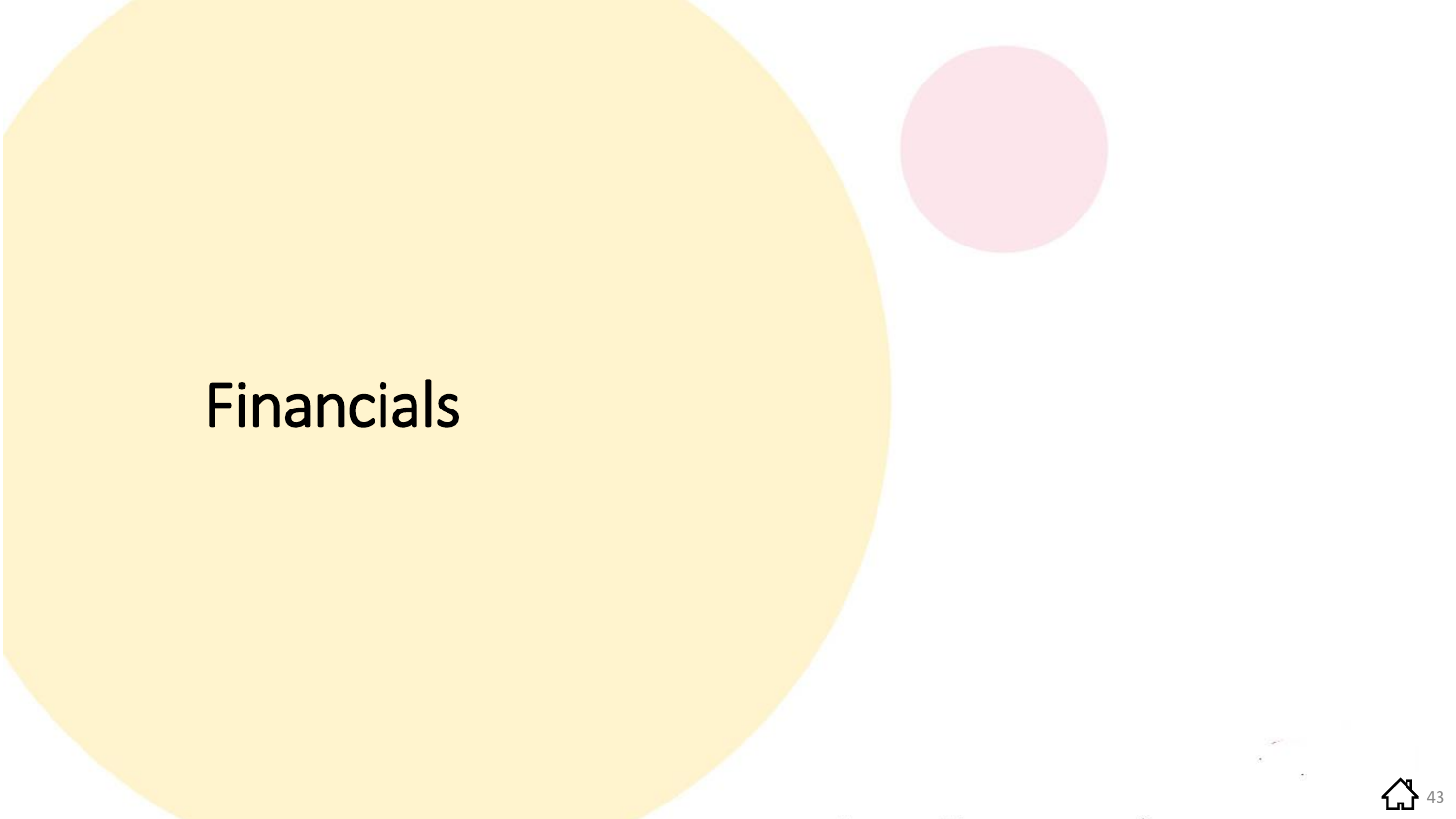# Financials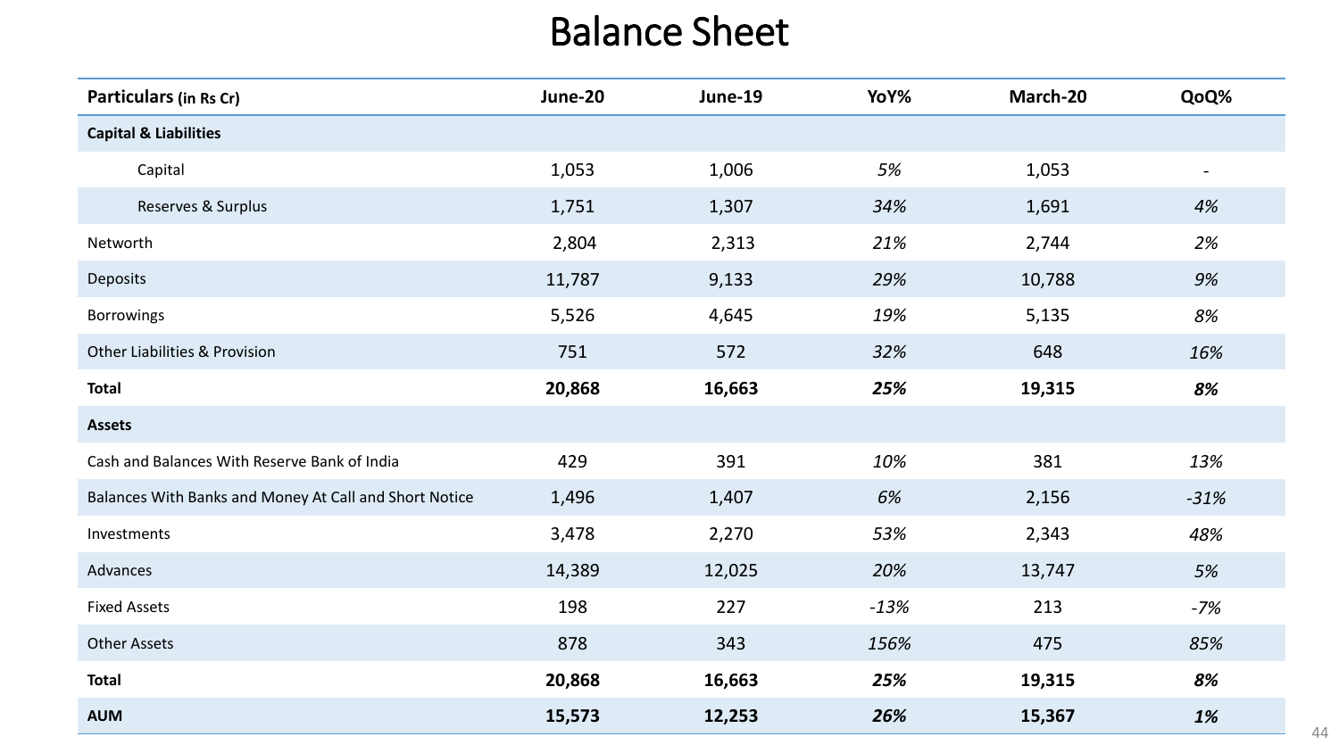# Balance Sheet

| **Particulars** (in Rs Cr) | **June-20** | **June-19** | **YoY%** | **March-20** | **QoQ%** |
|---|---|---|---|---|---|
| **Capital & Liabilities** | | | | | |
| Capital | 1,053 | 1,006 | *5%* | 1,053 | - |
| Reserves & Surplus | 1,751 | 1,307 | *34%* | 1,691 | *4%* |
| Networth | 2,804 | 2,313 | *21%* | 2,744 | *2%* |
| Deposits | 11,787 | 9,133 | *29%* | 10,788 | *9%* |
| Borrowings | 5,526 | 4,645 | *19%* | 5,135 | *8%* |
| Other Liabilities & Provision | 751 | 572 | *32%* | 648 | *16%* |
| **Total** | **20,868** | **16,663** | ***25%*** | **19,315** | ***8%*** |
| **Assets** | | | | | |
| Cash and Balances With Reserve Bank of India | 429 | 391 | *10%* | 381 | *13%* |
| Balances With Banks and Money At Call and Short Notice | 1,496 | 1,407 | *6%* | 2,156 | *-31%* |
| Investments | 3,478 | 2,270 | *53%* | 2,343 | *48%* |
| Advances | 14,389 | 12,025 | *20%* | 13,747 | *5%* |
| Fixed Assets | 198 | 227 | *-13%* | 213 | *-7%* |
| Other Assets | 878 | 343 | *156%* | 475 | *85%* |
| **Total** | **20,868** | **16,663** | ***25%*** | **19,315** | ***8%*** |
| **AUM** | **15,573** | **12,253** | ***26%*** | **15,367** | ***1%*** |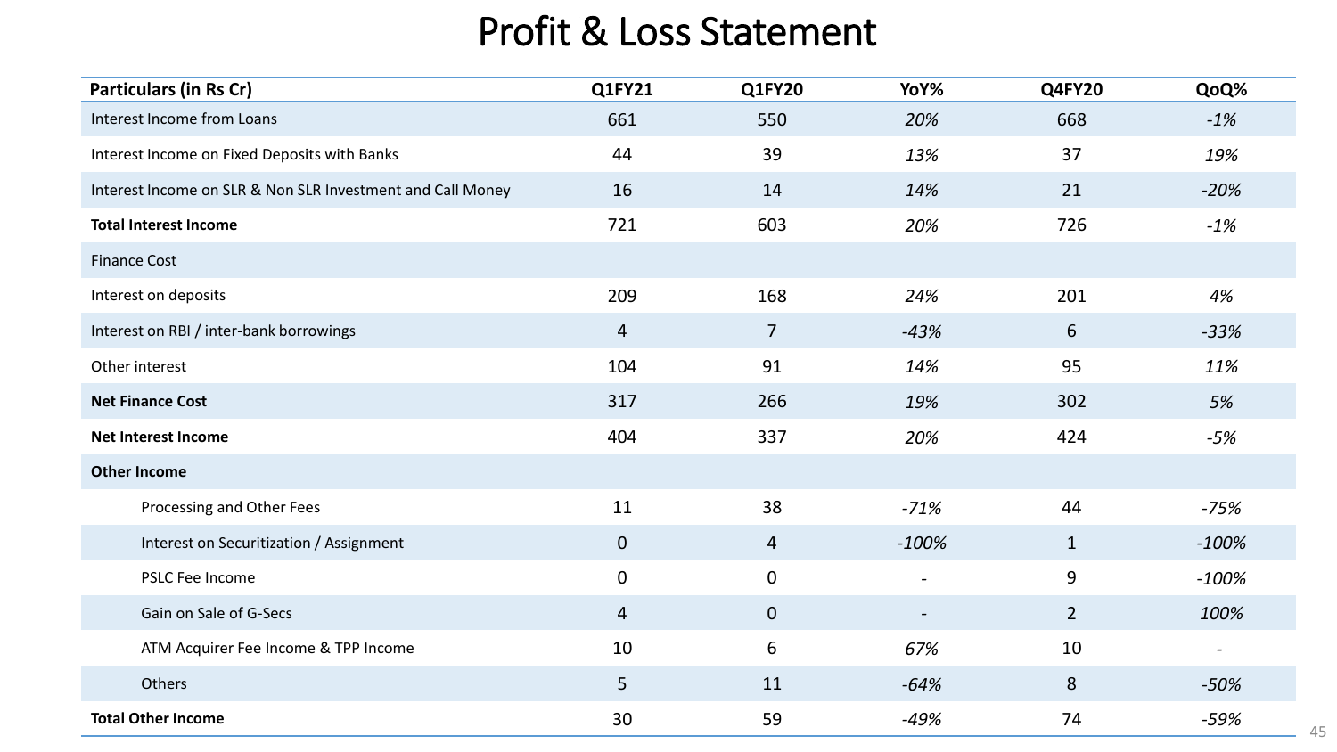# Profit & Loss Statement

| Particulars (in Rs Cr) | Q1FY21 | Q1FY20 | YoY% | Q4FY20 | QoQ% |
|---|---|---|---|---|---|
| Interest Income from Loans | 661 | 550 | *20%* | 668 | *-1%* |
| Interest Income on Fixed Deposits with Banks | 44 | 39 | *13%* | 37 | *19%* |
| Interest Income on SLR & Non SLR Investment and Call Money | 16 | 14 | *14%* | 21 | *-20%* |
| **Total Interest Income** | 721 | 603 | *20%* | 726 | *-1%* |
| Finance Cost | | | | | |
| Interest on deposits | 209 | 168 | *24%* | 201 | *4%* |
| Interest on RBI / inter-bank borrowings | 4 | 7 | *-43%* | 6 | *-33%* |
| Other interest | 104 | 91 | *14%* | 95 | *11%* |
| **Net Finance Cost** | 317 | 266 | *19%* | 302 | *5%* |
| **Net Interest Income** | 404 | 337 | *20%* | 424 | *-5%* |
| **Other Income** | | | | | |
| Processing and Other Fees | 11 | 38 | *-71%* | 44 | *-75%* |
| Interest on Securitization / Assignment | 0 | 4 | *-100%* | 1 | *-100%* |
| PSLC Fee Income | 0 | 0 | - | 9 | *-100%* |
| Gain on Sale of G-Secs | 4 | 0 | - | 2 | *100%* |
| ATM Acquirer Fee Income & TPP Income | 10 | 6 | *67%* | 10 | - |
| Others | 5 | 11 | *-64%* | 8 | *-50%* |
| **Total Other Income** | 30 | 59 | *-49%* | 74 | *-59%* |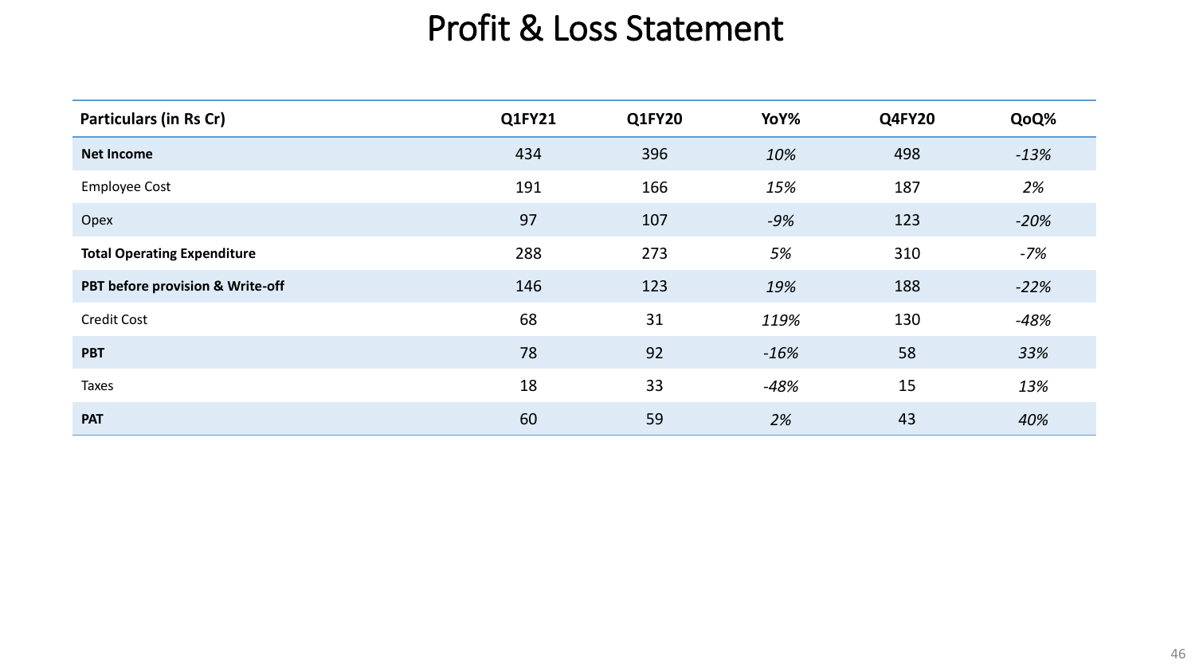# Profit & Loss Statement

| Particulars (in Rs Cr) | Q1FY21 | Q1FY20 | YoY% | Q4FY20 | QoQ% |
|---|---|---|---|---|---|
| **Net Income** | 434 | 396 | *10%* | 498 | *-13%* |
| Employee Cost | 191 | 166 | *15%* | 187 | *2%* |
| Opex | 97 | 107 | *-9%* | 123 | *-20%* |
| **Total Operating Expenditure** | 288 | 273 | *5%* | 310 | *-7%* |
| **PBT before provision & Write-off** | 146 | 123 | *19%* | 188 | *-22%* |
| Credit Cost | 68 | 31 | *119%* | 130 | *-48%* |
| **PBT** | 78 | 92 | *-16%* | 58 | *33%* |
| Taxes | 18 | 33 | *-48%* | 15 | *13%* |
| **PAT** | 60 | 59 | *2%* | 43 | *40%* |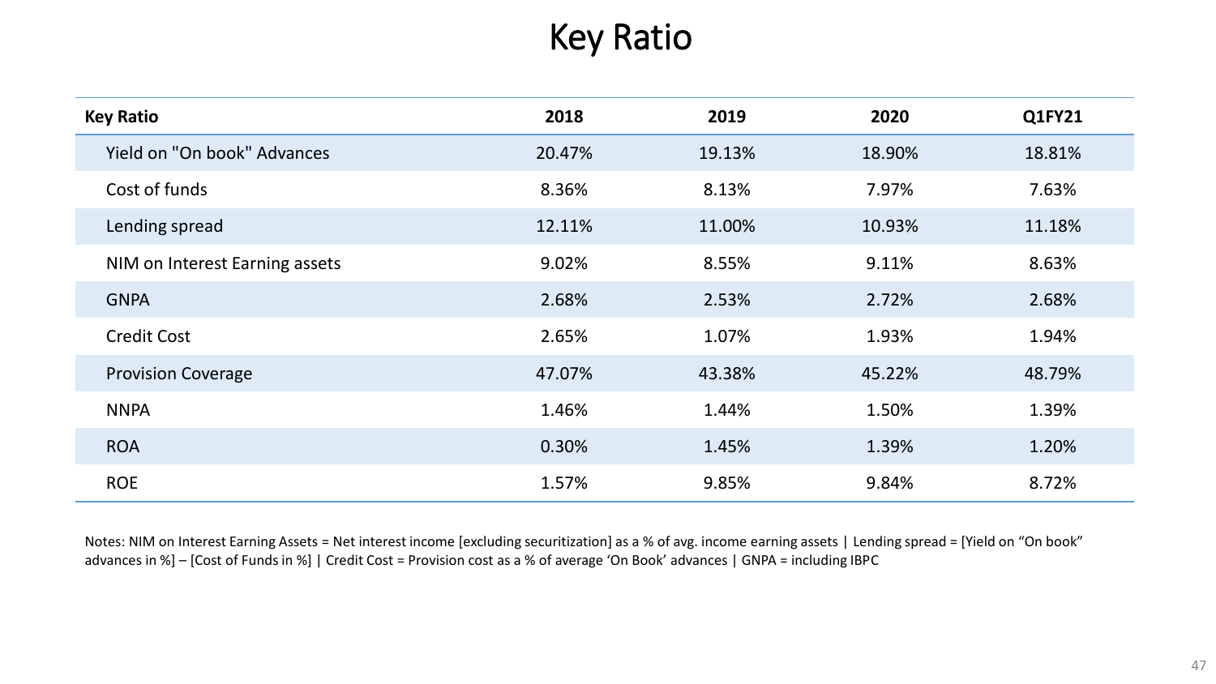# Key Ratio

| Key Ratio | 2018 | 2019 | 2020 | Q1FY21 |
|---|---|---|---|---|
| Yield on "On book" Advances | 20.47% | 19.13% | 18.90% | 18.81% |
| Cost of funds | 8.36% | 8.13% | 7.97% | 7.63% |
| Lending spread | 12.11% | 11.00% | 10.93% | 11.18% |
| NIM on Interest Earning assets | 9.02% | 8.55% | 9.11% | 8.63% |
| GNPA | 2.68% | 2.53% | 2.72% | 2.68% |
| Credit Cost | 2.65% | 1.07% | 1.93% | 1.94% |
| Provision Coverage | 47.07% | 43.38% | 45.22% | 48.79% |
| NNPA | 1.46% | 1.44% | 1.50% | 1.39% |
| ROA | 0.30% | 1.45% | 1.39% | 1.20% |
| ROE | 1.57% | 9.85% | 9.84% | 8.72% |

Notes: NIM on Interest Earning Assets = Net interest income [excluding securitization] as a % of avg. income earning assets | Lending spread = [Yield on "On book" advances in %] – [Cost of Funds in %] | Credit Cost = Provision cost as a % of average 'On Book' advances | GNPA = including IBPC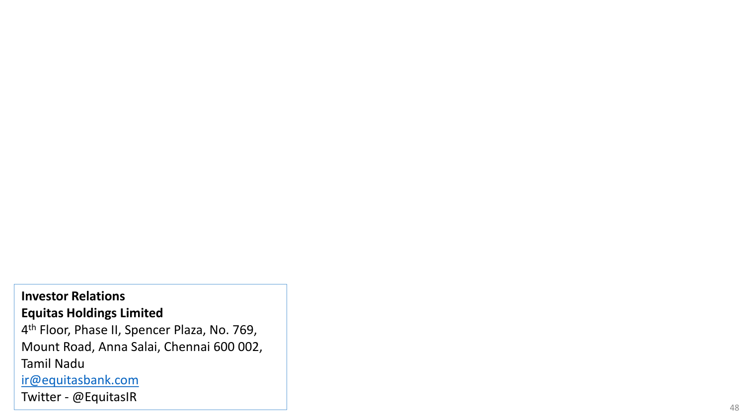**Investor Relations**
**Equitas Holdings Limited**
4th Floor, Phase II, Spencer Plaza, No. 769, Mount Road, Anna Salai, Chennai 600 002, Tamil Nadu
ir@equitasbank.com
Twitter - @EquitasIR